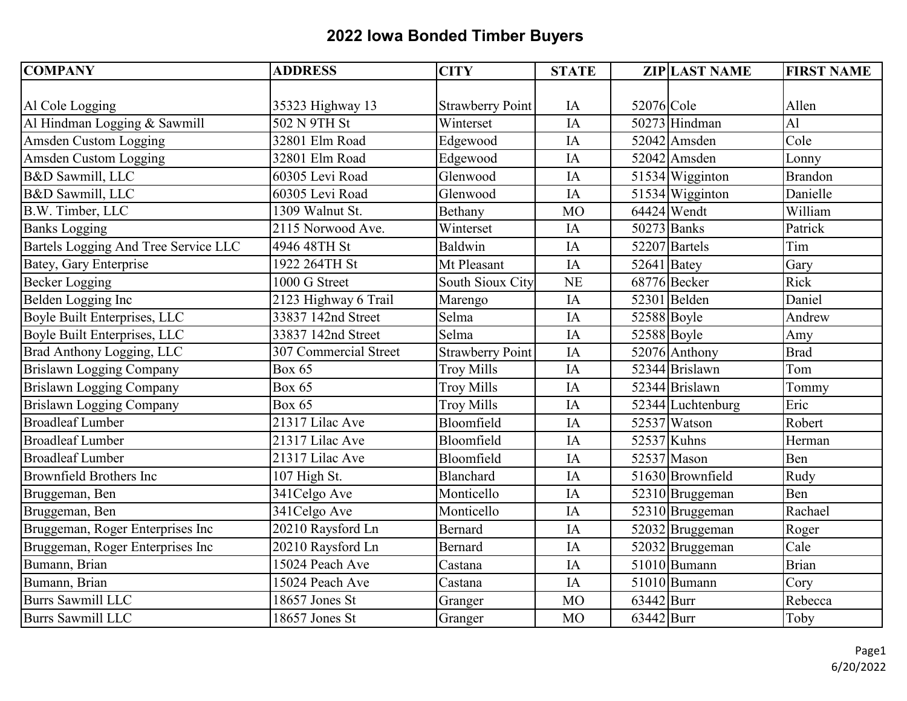# 2022 Iowa Bonded Timber Buyers

| COMPANY | ADDRESS | CITY | STATE | ZIP | LAST NAME | FIRST NAME |
|---|---|---|---|---|---|---|
| Al Cole Logging | 35323 Highway 13 | Strawberry Point | IA | 52076 | Cole | Allen |
| Al Hindman Logging & Sawmill | 502 N 9TH St | Winterset | IA | 50273 | Hindman | Al |
| Amsden Custom Logging | 32801 Elm Road | Edgewood | IA | 52042 | Amsden | Cole |
| Amsden Custom Logging | 32801 Elm Road | Edgewood | IA | 52042 | Amsden | Lonny |
| B&D Sawmill, LLC | 60305 Levi Road | Glenwood | IA | 51534 | Wigginton | Brandon |
| B&D Sawmill, LLC | 60305 Levi Road | Glenwood | IA | 51534 | Wigginton | Danielle |
| B.W. Timber, LLC | 1309 Walnut St. | Bethany | MO | 64424 | Wendt | William |
| Banks Logging | 2115 Norwood Ave. | Winterset | IA | 50273 | Banks | Patrick |
| Bartels Logging And Tree Service LLC | 4946 48TH St | Baldwin | IA | 52207 | Bartels | Tim |
| Batey, Gary Enterprise | 1922 264TH St | Mt Pleasant | IA | 52641 | Batey | Gary |
| Becker Logging | 1000 G Street | South Sioux City | NE | 68776 | Becker | Rick |
| Belden Logging Inc | 2123 Highway 6 Trail | Marengo | IA | 52301 | Belden | Daniel |
| Boyle Built Enterprises, LLC | 33837 142nd Street | Selma | IA | 52588 | Boyle | Andrew |
| Boyle Built Enterprises, LLC | 33837 142nd Street | Selma | IA | 52588 | Boyle | Amy |
| Brad Anthony Logging, LLC | 307 Commercial Street | Strawberry Point | IA | 52076 | Anthony | Brad |
| Brislawn Logging Company | Box 65 | Troy Mills | IA | 52344 | Brislawn | Tom |
| Brislawn Logging Company | Box 65 | Troy Mills | IA | 52344 | Brislawn | Tommy |
| Brislawn Logging Company | Box 65 | Troy Mills | IA | 52344 | Luchtenburg | Eric |
| Broadleaf Lumber | 21317 Lilac Ave | Bloomfield | IA | 52537 | Watson | Robert |
| Broadleaf Lumber | 21317 Lilac Ave | Bloomfield | IA | 52537 | Kuhns | Herman |
| Broadleaf Lumber | 21317 Lilac Ave | Bloomfield | IA | 52537 | Mason | Ben |
| Brownfield Brothers Inc | 107 High St. | Blanchard | IA | 51630 | Brownfield | Rudy |
| Bruggeman, Ben | 341Celgo Ave | Monticello | IA | 52310 | Bruggeman | Ben |
| Bruggeman, Ben | 341Celgo Ave | Monticello | IA | 52310 | Bruggeman | Rachael |
| Bruggeman, Roger Enterprises Inc | 20210 Raysford Ln | Bernard | IA | 52032 | Bruggeman | Roger |
| Bruggeman, Roger Enterprises Inc | 20210 Raysford Ln | Bernard | IA | 52032 | Bruggeman | Cale |
| Bumann, Brian | 15024 Peach Ave | Castana | IA | 51010 | Bumann | Brian |
| Bumann, Brian | 15024 Peach Ave | Castana | IA | 51010 | Bumann | Cory |
| Burrs Sawmill LLC | 18657 Jones St | Granger | MO | 63442 | Burr | Rebecca |
| Burrs Sawmill LLC | 18657 Jones St | Granger | MO | 63442 | Burr | Toby |

6/20/2022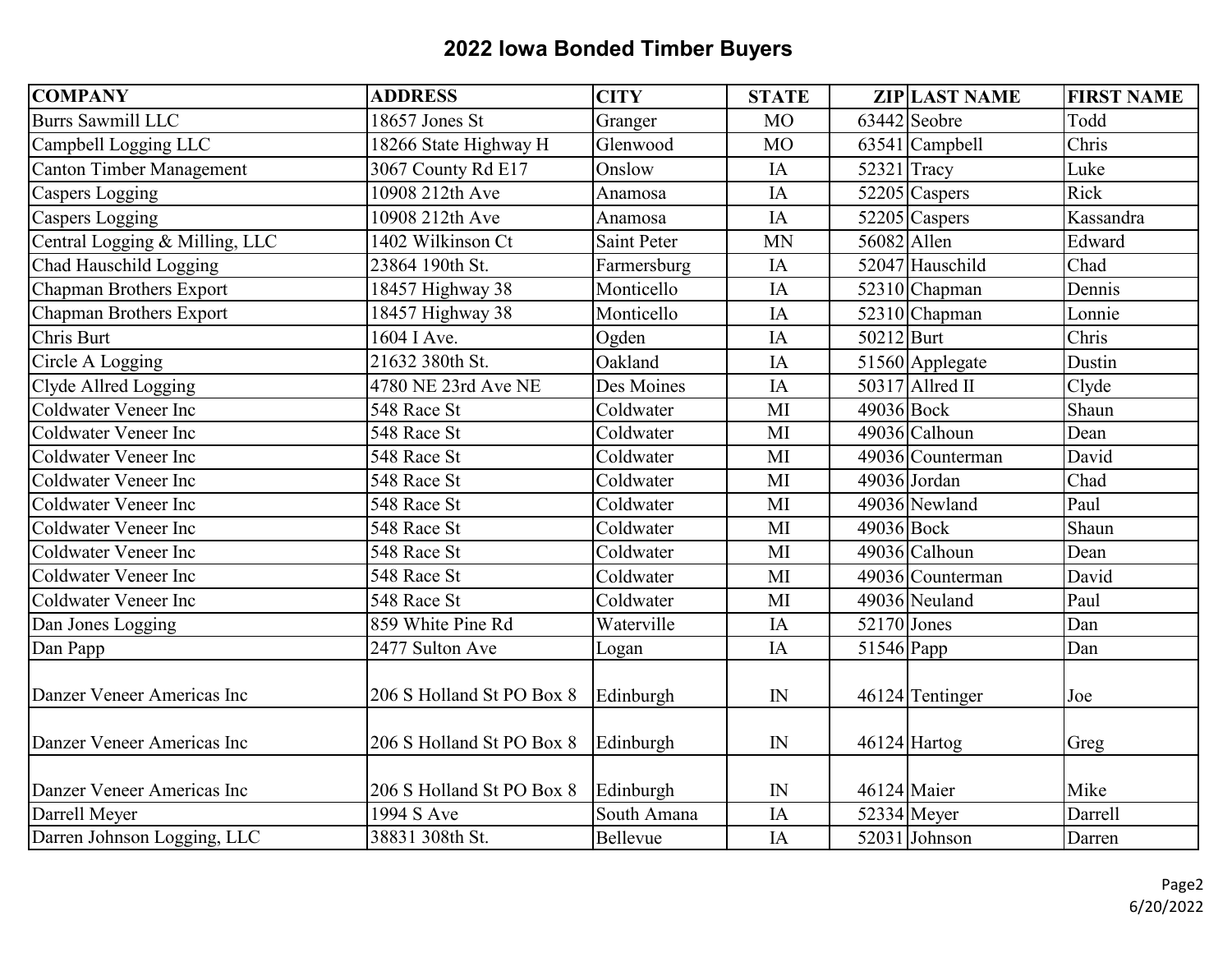## 2022 Iowa Bonded Timber Buyers

| COMPANY | ADDRESS | CITY | STATE | ZIP | LAST NAME | FIRST NAME |
|---|---|---|---|---|---|---|
| Burrs Sawmill LLC | 18657 Jones St | Granger | MO | 63442 | Seobre | Todd |
| Campbell Logging LLC | 18266 State Highway H | Glenwood | MO | 63541 | Campbell | Chris |
| Canton Timber Management | 3067 County Rd E17 | Onslow | IA | 52321 | Tracy | Luke |
| Caspers Logging | 10908 212th Ave | Anamosa | IA | 52205 | Caspers | Rick |
| Caspers Logging | 10908 212th Ave | Anamosa | IA | 52205 | Caspers | Kassandra |
| Central Logging & Milling, LLC | 1402 Wilkinson Ct | Saint Peter | MN | 56082 | Allen | Edward |
| Chad Hauschild Logging | 23864 190th St. | Farmersburg | IA | 52047 | Hauschild | Chad |
| Chapman Brothers Export | 18457 Highway 38 | Monticello | IA | 52310 | Chapman | Dennis |
| Chapman Brothers Export | 18457 Highway 38 | Monticello | IA | 52310 | Chapman | Lonnie |
| Chris Burt | 1604 I Ave. | Ogden | IA | 50212 | Burt | Chris |
| Circle A Logging | 21632 380th St. | Oakland | IA | 51560 | Applegate | Dustin |
| Clyde Allred Logging | 4780 NE 23rd Ave NE | Des Moines | IA | 50317 | Allred II | Clyde |
| Coldwater Veneer Inc | 548 Race St | Coldwater | MI | 49036 | Bock | Shaun |
| Coldwater Veneer Inc | 548 Race St | Coldwater | MI | 49036 | Calhoun | Dean |
| Coldwater Veneer Inc | 548 Race St | Coldwater | MI | 49036 | Counterman | David |
| Coldwater Veneer Inc | 548 Race St | Coldwater | MI | 49036 | Jordan | Chad |
| Coldwater Veneer Inc | 548 Race St | Coldwater | MI | 49036 | Newland | Paul |
| Coldwater Veneer Inc | 548 Race St | Coldwater | MI | 49036 | Bock | Shaun |
| Coldwater Veneer Inc | 548 Race St | Coldwater | MI | 49036 | Calhoun | Dean |
| Coldwater Veneer Inc | 548 Race St | Coldwater | MI | 49036 | Counterman | David |
| Coldwater Veneer Inc | 548 Race St | Coldwater | MI | 49036 | Neuland | Paul |
| Dan Jones Logging | 859 White Pine Rd | Waterville | IA | 52170 | Jones | Dan |
| Dan Papp | 2477 Sulton Ave | Logan | IA | 51546 | Papp | Dan |
| Danzer Veneer Americas Inc | 206 S Holland St PO Box 8 | Edinburgh | IN | 46124 | Tentinger | Joe |
| Danzer Veneer Americas Inc | 206 S Holland St PO Box 8 | Edinburgh | IN | 46124 | Hartog | Greg |
| Danzer Veneer Americas Inc | 206 S Holland St PO Box 8 | Edinburgh | IN | 46124 | Maier | Mike |
| Darrell Meyer | 1994 S Ave | South Amana | IA | 52334 | Meyer | Darrell |
| Darren Johnson Logging, LLC | 38831 308th St. | Bellevue | IA | 52031 | Johnson | Darren |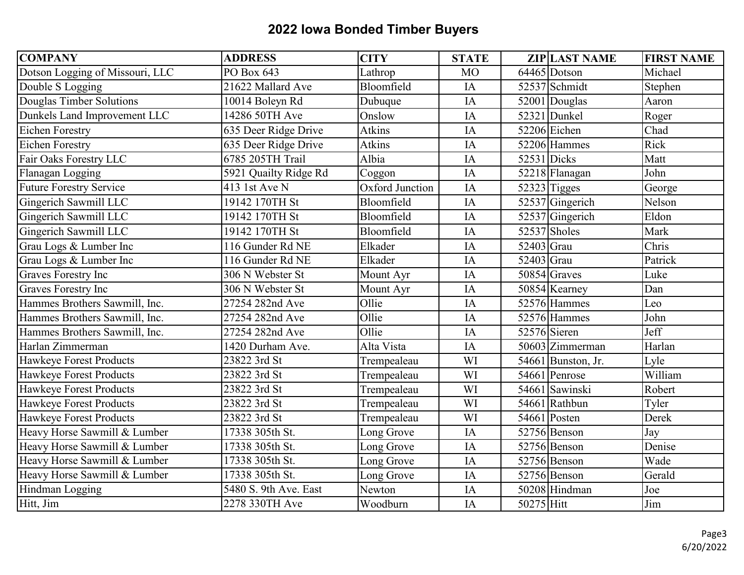## 2022 Iowa Bonded Timber Buyers

| COMPANY | ADDRESS | CITY | STATE | ZIP | LAST NAME | FIRST NAME |
|---|---|---|---|---|---|---|
| Dotson Logging of Missouri, LLC | PO Box 643 | Lathrop | MO | 64465 | Dotson | Michael |
| Double S Logging | 21622 Mallard Ave | Bloomfield | IA | 52537 | Schmidt | Stephen |
| Douglas Timber Solutions | 10014 Boleyn Rd | Dubuque | IA | 52001 | Douglas | Aaron |
| Dunkels Land Improvement LLC | 14286 50TH Ave | Onslow | IA | 52321 | Dunkel | Roger |
| Eichen Forestry | 635 Deer Ridge Drive | Atkins | IA | 52206 | Eichen | Chad |
| Eichen Forestry | 635 Deer Ridge Drive | Atkins | IA | 52206 | Hammes | Rick |
| Fair Oaks Forestry LLC | 6785 205TH Trail | Albia | IA | 52531 | Dicks | Matt |
| Flanagan Logging | 5921 Quailty Ridge Rd | Coggon | IA | 52218 | Flanagan | John |
| Future Forestry Service | 413 1st Ave N | Oxford Junction | IA | 52323 | Tigges | George |
| Gingerich Sawmill LLC | 19142 170TH St | Bloomfield | IA | 52537 | Gingerich | Nelson |
| Gingerich Sawmill LLC | 19142 170TH St | Bloomfield | IA | 52537 | Gingerich | Eldon |
| Gingerich Sawmill LLC | 19142 170TH St | Bloomfield | IA | 52537 | Sholes | Mark |
| Grau Logs & Lumber Inc | 116 Gunder Rd NE | Elkader | IA | 52403 | Grau | Chris |
| Grau Logs & Lumber Inc | 116 Gunder Rd NE | Elkader | IA | 52403 | Grau | Patrick |
| Graves Forestry Inc | 306 N Webster St | Mount Ayr | IA | 50854 | Graves | Luke |
| Graves Forestry Inc | 306 N Webster St | Mount Ayr | IA | 50854 | Kearney | Dan |
| Hammes Brothers Sawmill, Inc. | 27254 282nd Ave | Ollie | IA | 52576 | Hammes | Leo |
| Hammes Brothers Sawmill, Inc. | 27254 282nd Ave | Ollie | IA | 52576 | Hammes | John |
| Hammes Brothers Sawmill, Inc. | 27254 282nd Ave | Ollie | IA | 52576 | Sieren | Jeff |
| Harlan Zimmerman | 1420 Durham Ave. | Alta Vista | IA | 50603 | Zimmerman | Harlan |
| Hawkeye Forest Products | 23822 3rd St | Trempealeau | WI | 54661 | Bunston, Jr. | Lyle |
| Hawkeye Forest Products | 23822 3rd St | Trempealeau | WI | 54661 | Penrose | William |
| Hawkeye Forest Products | 23822 3rd St | Trempealeau | WI | 54661 | Sawinski | Robert |
| Hawkeye Forest Products | 23822 3rd St | Trempealeau | WI | 54661 | Rathbun | Tyler |
| Hawkeye Forest Products | 23822 3rd St | Trempealeau | WI | 54661 | Posten | Derek |
| Heavy Horse Sawmill & Lumber | 17338 305th St. | Long Grove | IA | 52756 | Benson | Jay |
| Heavy Horse Sawmill & Lumber | 17338 305th St. | Long Grove | IA | 52756 | Benson | Denise |
| Heavy Horse Sawmill & Lumber | 17338 305th St. | Long Grove | IA | 52756 | Benson | Wade |
| Heavy Horse Sawmill & Lumber | 17338 305th St. | Long Grove | IA | 52756 | Benson | Gerald |
| Hindman Logging | 5480 S. 9th Ave. East | Newton | IA | 50208 | Hindman | Joe |
| Hitt, Jim | 2278 330TH Ave | Woodburn | IA | 50275 | Hitt | Jim |

6/20/2022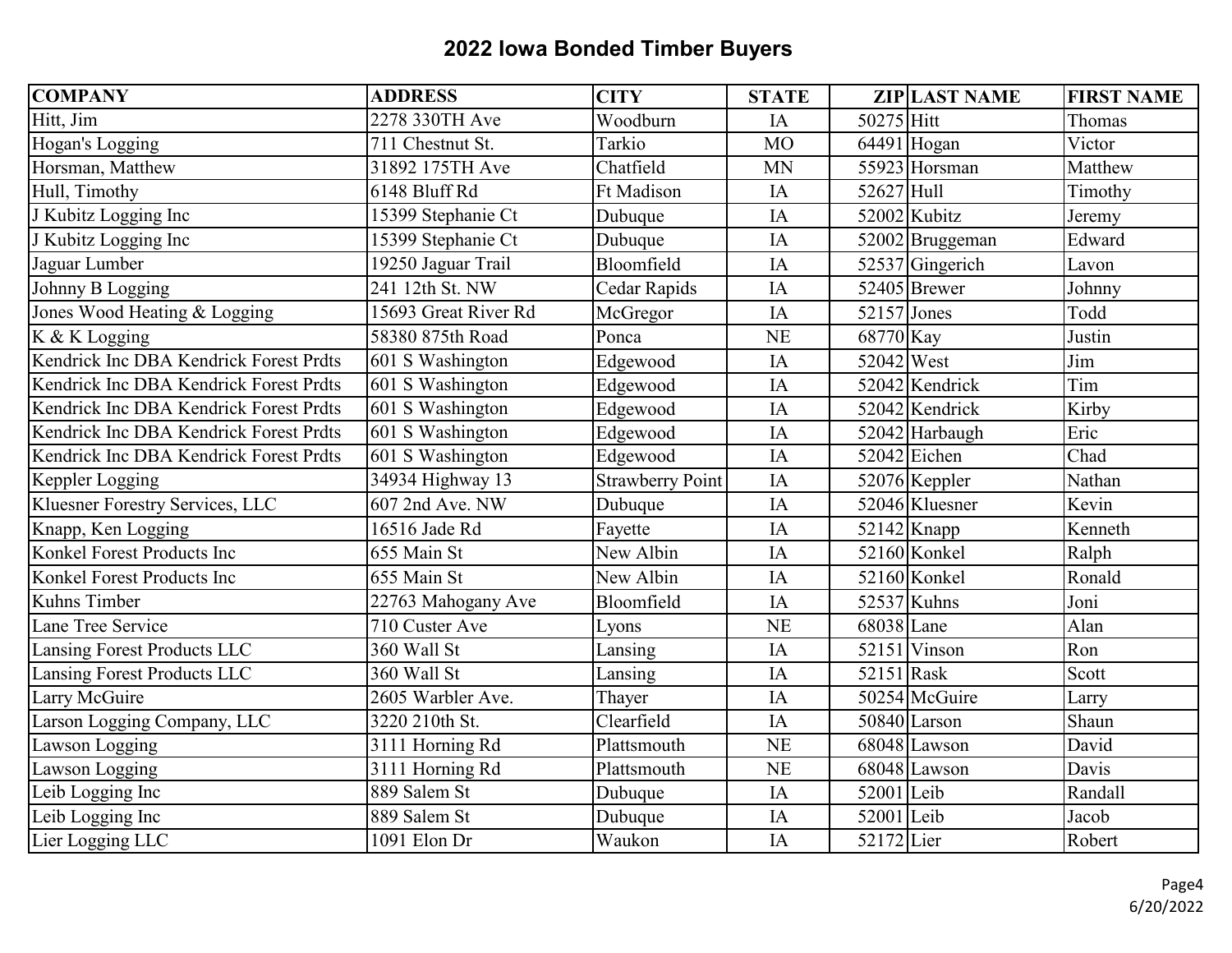# 2022 Iowa Bonded Timber Buyers

| COMPANY | ADDRESS | CITY | STATE | ZIP | LAST NAME | FIRST NAME |
|---|---|---|---|---|---|---|
| Hitt, Jim | 2278 330TH Ave | Woodburn | IA | 50275 | Hitt | Thomas |
| Hogan's Logging | 711 Chestnut St. | Tarkio | MO | 64491 | Hogan | Victor |
| Horsman, Matthew | 31892 175TH Ave | Chatfield | MN | 55923 | Horsman | Matthew |
| Hull, Timothy | 6148 Bluff Rd | Ft Madison | IA | 52627 | Hull | Timothy |
| J Kubitz Logging Inc | 15399 Stephanie Ct | Dubuque | IA | 52002 | Kubitz | Jeremy |
| J Kubitz Logging Inc | 15399 Stephanie Ct | Dubuque | IA | 52002 | Bruggeman | Edward |
| Jaguar Lumber | 19250 Jaguar Trail | Bloomfield | IA | 52537 | Gingerich | Lavon |
| Johnny B Logging | 241 12th St. NW | Cedar Rapids | IA | 52405 | Brewer | Johnny |
| Jones Wood Heating & Logging | 15693 Great River Rd | McGregor | IA | 52157 | Jones | Todd |
| K & K Logging | 58380 875th Road | Ponca | NE | 68770 | Kay | Justin |
| Kendrick Inc DBA Kendrick Forest Prdts | 601 S Washington | Edgewood | IA | 52042 | West | Jim |
| Kendrick Inc DBA Kendrick Forest Prdts | 601 S Washington | Edgewood | IA | 52042 | Kendrick | Tim |
| Kendrick Inc DBA Kendrick Forest Prdts | 601 S Washington | Edgewood | IA | 52042 | Kendrick | Kirby |
| Kendrick Inc DBA Kendrick Forest Prdts | 601 S Washington | Edgewood | IA | 52042 | Harbaugh | Eric |
| Kendrick Inc DBA Kendrick Forest Prdts | 601 S Washington | Edgewood | IA | 52042 | Eichen | Chad |
| Keppler Logging | 34934 Highway 13 | Strawberry Point | IA | 52076 | Keppler | Nathan |
| Kluesner Forestry Services, LLC | 607 2nd Ave. NW | Dubuque | IA | 52046 | Kluesner | Kevin |
| Knapp, Ken Logging | 16516 Jade Rd | Fayette | IA | 52142 | Knapp | Kenneth |
| Konkel Forest Products Inc | 655 Main St | New Albin | IA | 52160 | Konkel | Ralph |
| Konkel Forest Products Inc | 655 Main St | New Albin | IA | 52160 | Konkel | Ronald |
| Kuhns Timber | 22763 Mahogany Ave | Bloomfield | IA | 52537 | Kuhns | Joni |
| Lane Tree Service | 710 Custer Ave | Lyons | NE | 68038 | Lane | Alan |
| Lansing Forest Products LLC | 360 Wall St | Lansing | IA | 52151 | Vinson | Ron |
| Lansing Forest Products LLC | 360 Wall St | Lansing | IA | 52151 | Rask | Scott |
| Larry McGuire | 2605 Warbler Ave. | Thayer | IA | 50254 | McGuire | Larry |
| Larson Logging Company, LLC | 3220 210th St. | Clearfield | IA | 50840 | Larson | Shaun |
| Lawson Logging | 3111 Horning Rd | Plattsmouth | NE | 68048 | Lawson | David |
| Lawson Logging | 3111 Horning Rd | Plattsmouth | NE | 68048 | Lawson | Davis |
| Leib Logging Inc | 889 Salem St | Dubuque | IA | 52001 | Leib | Randall |
| Leib Logging Inc | 889 Salem St | Dubuque | IA | 52001 | Leib | Jacob |
| Lier Logging LLC | 1091 Elon Dr | Waukon | IA | 52172 | Lier | Robert |

6/20/2022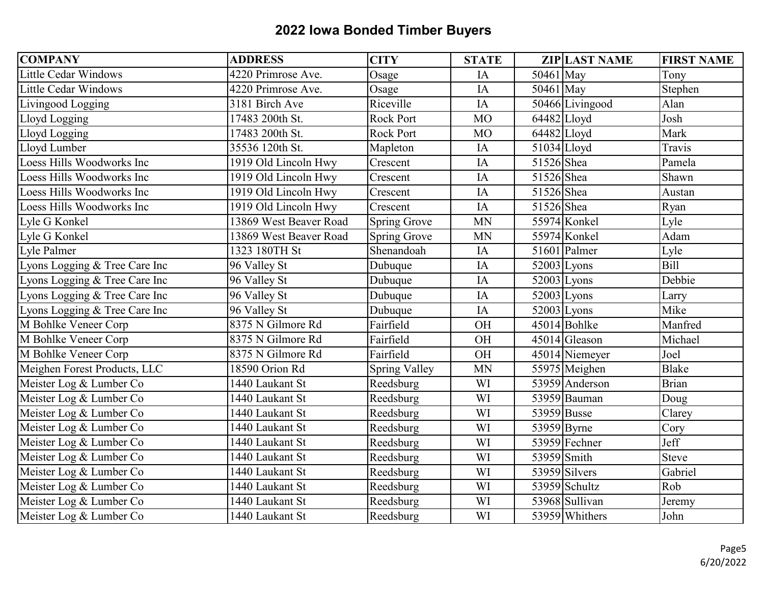## 2022 Iowa Bonded Timber Buyers

| COMPANY | ADDRESS | CITY | STATE | ZIP | LAST NAME | FIRST NAME |
|---|---|---|---|---|---|---|
| Little Cedar Windows | 4220 Primrose Ave. | Osage | IA | 50461 | May | Tony |
| Little Cedar Windows | 4220 Primrose Ave. | Osage | IA | 50461 | May | Stephen |
| Livingood Logging | 3181 Birch Ave | Riceville | IA | 50466 | Livingood | Alan |
| Lloyd Logging | 17483 200th St. | Rock Port | MO | 64482 | Lloyd | Josh |
| Lloyd Logging | 17483 200th St. | Rock Port | MO | 64482 | Lloyd | Mark |
| Lloyd Lumber | 35536 120th St. | Mapleton | IA | 51034 | Lloyd | Travis |
| Loess Hills Woodworks Inc | 1919 Old Lincoln Hwy | Crescent | IA | 51526 | Shea | Pamela |
| Loess Hills Woodworks Inc | 1919 Old Lincoln Hwy | Crescent | IA | 51526 | Shea | Shawn |
| Loess Hills Woodworks Inc | 1919 Old Lincoln Hwy | Crescent | IA | 51526 | Shea | Austan |
| Loess Hills Woodworks Inc | 1919 Old Lincoln Hwy | Crescent | IA | 51526 | Shea | Ryan |
| Lyle G Konkel | 13869 West Beaver Road | Spring Grove | MN | 55974 | Konkel | Lyle |
| Lyle G Konkel | 13869 West Beaver Road | Spring Grove | MN | 55974 | Konkel | Adam |
| Lyle Palmer | 1323 180TH St | Shenandoah | IA | 51601 | Palmer | Lyle |
| Lyons Logging & Tree Care Inc | 96 Valley St | Dubuque | IA | 52003 | Lyons | Bill |
| Lyons Logging & Tree Care Inc | 96 Valley St | Dubuque | IA | 52003 | Lyons | Debbie |
| Lyons Logging & Tree Care Inc | 96 Valley St | Dubuque | IA | 52003 | Lyons | Larry |
| Lyons Logging & Tree Care Inc | 96 Valley St | Dubuque | IA | 52003 | Lyons | Mike |
| M Bohlke Veneer Corp | 8375 N Gilmore Rd | Fairfield | OH | 45014 | Bohlke | Manfred |
| M Bohlke Veneer Corp | 8375 N Gilmore Rd | Fairfield | OH | 45014 | Gleason | Michael |
| M Bohlke Veneer Corp | 8375 N Gilmore Rd | Fairfield | OH | 45014 | Niemeyer | Joel |
| Meighen Forest Products, LLC | 18590 Orion Rd | Spring Valley | MN | 55975 | Meighen | Blake |
| Meister Log & Lumber Co | 1440 Laukant St | Reedsburg | WI | 53959 | Anderson | Brian |
| Meister Log & Lumber Co | 1440 Laukant St | Reedsburg | WI | 53959 | Bauman | Doug |
| Meister Log & Lumber Co | 1440 Laukant St | Reedsburg | WI | 53959 | Busse | Clarey |
| Meister Log & Lumber Co | 1440 Laukant St | Reedsburg | WI | 53959 | Byrne | Cory |
| Meister Log & Lumber Co | 1440 Laukant St | Reedsburg | WI | 53959 | Fechner | Jeff |
| Meister Log & Lumber Co | 1440 Laukant St | Reedsburg | WI | 53959 | Smith | Steve |
| Meister Log & Lumber Co | 1440 Laukant St | Reedsburg | WI | 53959 | Silvers | Gabriel |
| Meister Log & Lumber Co | 1440 Laukant St | Reedsburg | WI | 53959 | Schultz | Rob |
| Meister Log & Lumber Co | 1440 Laukant St | Reedsburg | WI | 53968 | Sullivan | Jeremy |
| Meister Log & Lumber Co | 1440 Laukant St | Reedsburg | WI | 53959 | Whithers | John |

6/20/2022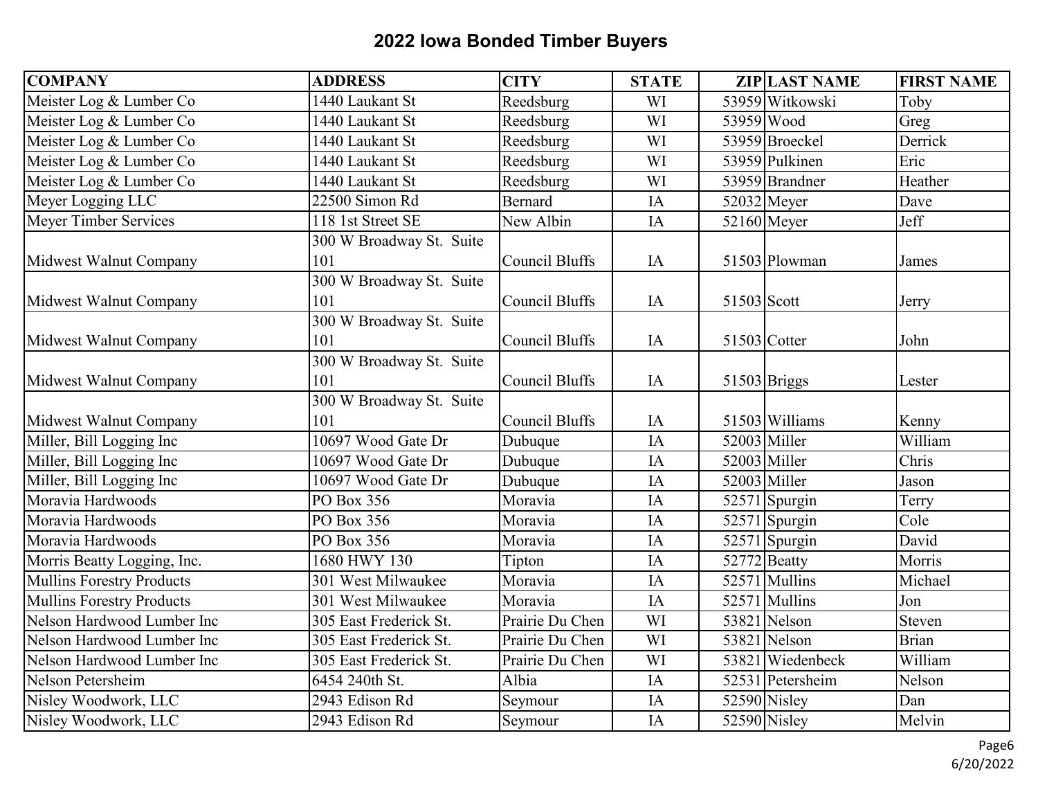## 2022 Iowa Bonded Timber Buyers

| COMPANY | ADDRESS | CITY | STATE | ZIP | LAST NAME | FIRST NAME |
|---|---|---|---|---|---|---|
| Meister Log & Lumber Co | 1440 Laukant St | Reedsburg | WI | 53959 | Witkowski | Toby |
| Meister Log & Lumber Co | 1440 Laukant St | Reedsburg | WI | 53959 | Wood | Greg |
| Meister Log & Lumber Co | 1440 Laukant St | Reedsburg | WI | 53959 | Broeckel | Derrick |
| Meister Log & Lumber Co | 1440 Laukant St | Reedsburg | WI | 53959 | Pulkinen | Eric |
| Meister Log & Lumber Co | 1440 Laukant St | Reedsburg | WI | 53959 | Brandner | Heather |
| Meyer Logging LLC | 22500 Simon Rd | Bernard | IA | 52032 | Meyer | Dave |
| Meyer Timber Services | 118 1st Street SE | New Albin | IA | 52160 | Meyer | Jeff |
| Midwest Walnut Company | 300 W Broadway St. Suite 101 | Council Bluffs | IA | 51503 | Plowman | James |
| Midwest Walnut Company | 300 W Broadway St. Suite 101 | Council Bluffs | IA | 51503 | Scott | Jerry |
| Midwest Walnut Company | 300 W Broadway St. Suite 101 | Council Bluffs | IA | 51503 | Cotter | John |
| Midwest Walnut Company | 300 W Broadway St. Suite 101 | Council Bluffs | IA | 51503 | Briggs | Lester |
| Midwest Walnut Company | 300 W Broadway St. Suite 101 | Council Bluffs | IA | 51503 | Williams | Kenny |
| Miller, Bill Logging Inc | 10697 Wood Gate Dr | Dubuque | IA | 52003 | Miller | William |
| Miller, Bill Logging Inc | 10697 Wood Gate Dr | Dubuque | IA | 52003 | Miller | Chris |
| Miller, Bill Logging Inc | 10697 Wood Gate Dr | Dubuque | IA | 52003 | Miller | Jason |
| Moravia Hardwoods | PO Box 356 | Moravia | IA | 52571 | Spurgin | Terry |
| Moravia Hardwoods | PO Box 356 | Moravia | IA | 52571 | Spurgin | Cole |
| Moravia Hardwoods | PO Box 356 | Moravia | IA | 52571 | Spurgin | David |
| Morris Beatty Logging, Inc. | 1680 HWY 130 | Tipton | IA | 52772 | Beatty | Morris |
| Mullins Forestry Products | 301 West Milwaukee | Moravia | IA | 52571 | Mullins | Michael |
| Mullins Forestry Products | 301 West Milwaukee | Moravia | IA | 52571 | Mullins | Jon |
| Nelson Hardwood Lumber Inc | 305 East Frederick St. | Prairie Du Chen | WI | 53821 | Nelson | Steven |
| Nelson Hardwood Lumber Inc | 305 East Frederick St. | Prairie Du Chen | WI | 53821 | Nelson | Brian |
| Nelson Hardwood Lumber Inc | 305 East Frederick St. | Prairie Du Chen | WI | 53821 | Wiedenbeck | William |
| Nelson Petersheim | 6454 240th St. | Albia | IA | 52531 | Petersheim | Nelson |
| Nisley Woodwork, LLC | 2943 Edison Rd | Seymour | IA | 52590 | Nisley | Dan |
| Nisley Woodwork, LLC | 2943 Edison Rd | Seymour | IA | 52590 | Nisley | Melvin |

6/20/2022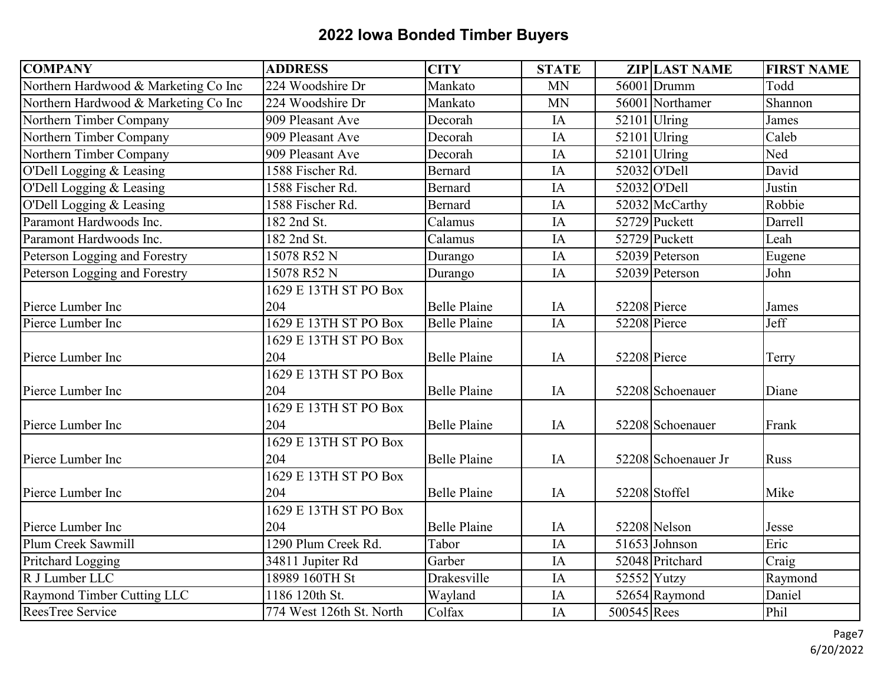# 2022 Iowa Bonded Timber Buyers

| COMPANY | ADDRESS | CITY | STATE | ZIP | LAST NAME | FIRST NAME |
|---|---|---|---|---|---|---|
| Northern Hardwood & Marketing Co Inc | 224 Woodshire Dr | Mankato | MN | 56001 | Drumm | Todd |
| Northern Hardwood & Marketing Co Inc | 224 Woodshire Dr | Mankato | MN | 56001 | Northamer | Shannon |
| Northern Timber Company | 909 Pleasant Ave | Decorah | IA | 52101 | Ulring | James |
| Northern Timber Company | 909 Pleasant Ave | Decorah | IA | 52101 | Ulring | Caleb |
| Northern Timber Company | 909 Pleasant Ave | Decorah | IA | 52101 | Ulring | Ned |
| O'Dell Logging & Leasing | 1588 Fischer Rd. | Bernard | IA | 52032 | O'Dell | David |
| O'Dell Logging & Leasing | 1588 Fischer Rd. | Bernard | IA | 52032 | O'Dell | Justin |
| O'Dell Logging & Leasing | 1588 Fischer Rd. | Bernard | IA | 52032 | McCarthy | Robbie |
| Paramont Hardwoods Inc. | 182 2nd St. | Calamus | IA | 52729 | Puckett | Darrell |
| Paramont Hardwoods Inc. | 182 2nd St. | Calamus | IA | 52729 | Puckett | Leah |
| Peterson Logging and Forestry | 15078 R52 N | Durango | IA | 52039 | Peterson | Eugene |
| Peterson Logging and Forestry | 15078 R52 N | Durango | IA | 52039 | Peterson | John |
| Pierce Lumber Inc | 1629 E 13TH ST PO Box 204 | Belle Plaine | IA | 52208 | Pierce | James |
| Pierce Lumber Inc | 1629 E 13TH ST PO Box | Belle Plaine | IA | 52208 | Pierce | Jeff |
| Pierce Lumber Inc | 1629 E 13TH ST PO Box 204 | Belle Plaine | IA | 52208 | Pierce | Terry |
| Pierce Lumber Inc | 1629 E 13TH ST PO Box 204 | Belle Plaine | IA | 52208 | Schoenauer | Diane |
| Pierce Lumber Inc | 1629 E 13TH ST PO Box 204 | Belle Plaine | IA | 52208 | Schoenauer | Frank |
| Pierce Lumber Inc | 1629 E 13TH ST PO Box 204 | Belle Plaine | IA | 52208 | Schoenauer Jr | Russ |
| Pierce Lumber Inc | 1629 E 13TH ST PO Box 204 | Belle Plaine | IA | 52208 | Stoffel | Mike |
| Pierce Lumber Inc | 1629 E 13TH ST PO Box 204 | Belle Plaine | IA | 52208 | Nelson | Jesse |
| Plum Creek Sawmill | 1290 Plum Creek Rd. | Tabor | IA | 51653 | Johnson | Eric |
| Pritchard Logging | 34811 Jupiter Rd | Garber | IA | 52048 | Pritchard | Craig |
| R J Lumber LLC | 18989 160TH St | Drakesville | IA | 52552 | Yutzy | Raymond |
| Raymond Timber Cutting LLC | 1186 120th St. | Wayland | IA | 52654 | Raymond | Daniel |
| ReesTree Service | 774 West 126th St. North | Colfax | IA | 500545 | Rees | Phil |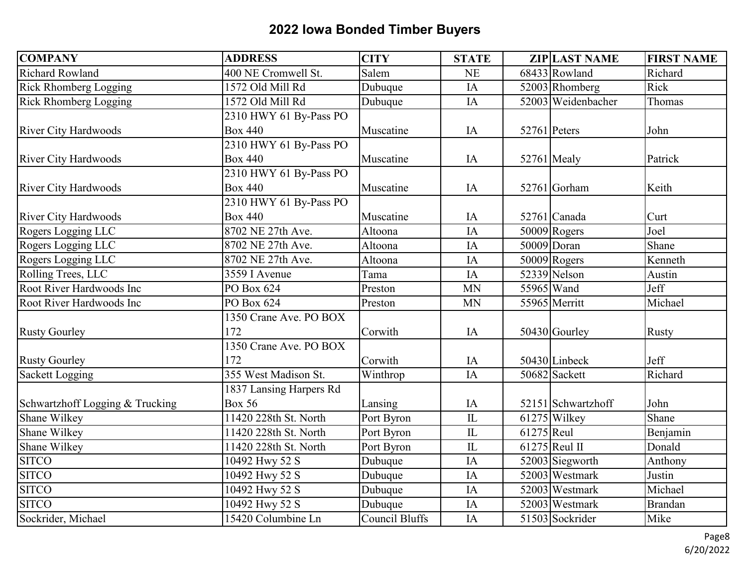## 2022 Iowa Bonded Timber Buyers

| COMPANY | ADDRESS | CITY | STATE | ZIP | LAST NAME | FIRST NAME |
|---|---|---|---|---|---|---|
| Richard Rowland | 400 NE Cromwell St. | Salem | NE | 68433 | Rowland | Richard |
| Rick Rhomberg Logging | 1572 Old Mill Rd | Dubuque | IA | 52003 | Rhomberg | Rick |
| Rick Rhomberg Logging | 1572 Old Mill Rd | Dubuque | IA | 52003 | Weidenbacher | Thomas |
| River City Hardwoods | 2310 HWY 61 By-Pass PO Box 440 | Muscatine | IA | 52761 | Peters | John |
| River City Hardwoods | 2310 HWY 61 By-Pass PO Box 440 | Muscatine | IA | 52761 | Mealy | Patrick |
| River City Hardwoods | 2310 HWY 61 By-Pass PO Box 440 | Muscatine | IA | 52761 | Gorham | Keith |
| River City Hardwoods | 2310 HWY 61 By-Pass PO Box 440 | Muscatine | IA | 52761 | Canada | Curt |
| Rogers Logging LLC | 8702 NE 27th Ave. | Altoona | IA | 50009 | Rogers | Joel |
| Rogers Logging LLC | 8702 NE 27th Ave. | Altoona | IA | 50009 | Doran | Shane |
| Rogers Logging LLC | 8702 NE 27th Ave. | Altoona | IA | 50009 | Rogers | Kenneth |
| Rolling Trees, LLC | 3559 I Avenue | Tama | IA | 52339 | Nelson | Austin |
| Root River Hardwoods Inc | PO Box 624 | Preston | MN | 55965 | Wand | Jeff |
| Root River Hardwoods Inc | PO Box 624 | Preston | MN | 55965 | Merritt | Michael |
| Rusty Gourley | 1350 Crane Ave. PO BOX 172 | Corwith | IA | 50430 | Gourley | Rusty |
| Rusty Gourley | 1350 Crane Ave. PO BOX 172 | Corwith | IA | 50430 | Linbeck | Jeff |
| Sackett Logging | 355 West Madison St. | Winthrop | IA | 50682 | Sackett | Richard |
| Schwartzhoff Logging & Trucking | 1837 Lansing Harpers Rd Box 56 | Lansing | IA | 52151 | Schwartzhoff | John |
| Shane Wilkey | 11420 228th St. North | Port Byron | IL | 61275 | Wilkey | Shane |
| Shane Wilkey | 11420 228th St. North | Port Byron | IL | 61275 | Reul | Benjamin |
| Shane Wilkey | 11420 228th St. North | Port Byron | IL | 61275 | Reul II | Donald |
| SITCO | 10492 Hwy 52 S | Dubuque | IA | 52003 | Siegworth | Anthony |
| SITCO | 10492 Hwy 52 S | Dubuque | IA | 52003 | Westmark | Justin |
| SITCO | 10492 Hwy 52 S | Dubuque | IA | 52003 | Westmark | Michael |
| SITCO | 10492 Hwy 52 S | Dubuque | IA | 52003 | Westmark | Brandan |
| Sockrider, Michael | 15420 Columbine Ln | Council Bluffs | IA | 51503 | Sockrider | Mike |

6/20/2022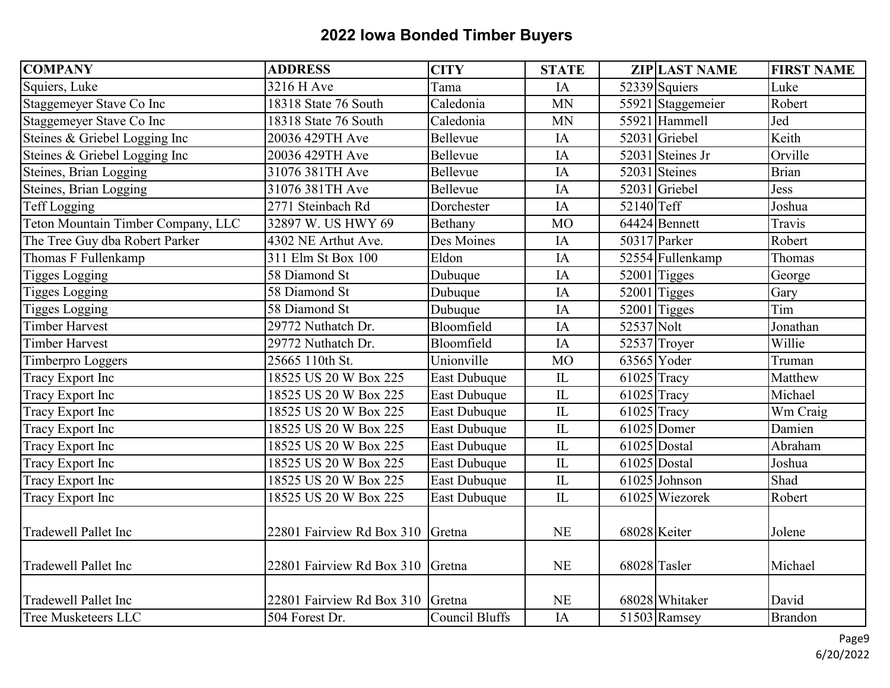# 2022 Iowa Bonded Timber Buyers

| COMPANY | ADDRESS | CITY | STATE | ZIP | LAST NAME | FIRST NAME |
|---|---|---|---|---|---|---|
| Squiers, Luke | 3216 H Ave | Tama | IA | 52339 | Squiers | Luke |
| Staggemeyer Stave Co Inc | 18318 State 76 South | Caledonia | MN | 55921 | Staggemeier | Robert |
| Staggemeyer Stave Co Inc | 18318 State 76 South | Caledonia | MN | 55921 | Hammell | Jed |
| Steines & Griebel Logging Inc | 20036 429TH Ave | Bellevue | IA | 52031 | Griebel | Keith |
| Steines & Griebel Logging Inc | 20036 429TH Ave | Bellevue | IA | 52031 | Steines Jr | Orville |
| Steines, Brian Logging | 31076 381TH Ave | Bellevue | IA | 52031 | Steines | Brian |
| Steines, Brian Logging | 31076 381TH Ave | Bellevue | IA | 52031 | Griebel | Jess |
| Teff Logging | 2771 Steinbach Rd | Dorchester | IA | 52140 | Teff | Joshua |
| Teton Mountain Timber Company, LLC | 32897 W. US HWY 69 | Bethany | MO | 64424 | Bennett | Travis |
| The Tree Guy dba Robert Parker | 4302 NE Arthut Ave. | Des Moines | IA | 50317 | Parker | Robert |
| Thomas F Fullenkamp | 311 Elm St Box 100 | Eldon | IA | 52554 | Fullenkamp | Thomas |
| Tigges Logging | 58 Diamond St | Dubuque | IA | 52001 | Tigges | George |
| Tigges Logging | 58 Diamond St | Dubuque | IA | 52001 | Tigges | Gary |
| Tigges Logging | 58 Diamond St | Dubuque | IA | 52001 | Tigges | Tim |
| Timber Harvest | 29772 Nuthatch Dr. | Bloomfield | IA | 52537 | Nolt | Jonathan |
| Timber Harvest | 29772 Nuthatch Dr. | Bloomfield | IA | 52537 | Troyer | Willie |
| Timberpro Loggers | 25665 110th St. | Unionville | MO | 63565 | Yoder | Truman |
| Tracy Export Inc | 18525 US 20 W Box 225 | East Dubuque | IL | 61025 | Tracy | Matthew |
| Tracy Export Inc | 18525 US 20 W Box 225 | East Dubuque | IL | 61025 | Tracy | Michael |
| Tracy Export Inc | 18525 US 20 W Box 225 | East Dubuque | IL | 61025 | Tracy | Wm Craig |
| Tracy Export Inc | 18525 US 20 W Box 225 | East Dubuque | IL | 61025 | Domer | Damien |
| Tracy Export Inc | 18525 US 20 W Box 225 | East Dubuque | IL | 61025 | Dostal | Abraham |
| Tracy Export Inc | 18525 US 20 W Box 225 | East Dubuque | IL | 61025 | Dostal | Joshua |
| Tracy Export Inc | 18525 US 20 W Box 225 | East Dubuque | IL | 61025 | Johnson | Shad |
| Tracy Export Inc | 18525 US 20 W Box 225 | East Dubuque | IL | 61025 | Wiezorek | Robert |
| Tradewell Pallet Inc | 22801 Fairview Rd Box 310 | Gretna | NE | 68028 | Keiter | Jolene |
| Tradewell Pallet Inc | 22801 Fairview Rd Box 310 | Gretna | NE | 68028 | Tasler | Michael |
| Tradewell Pallet Inc | 22801 Fairview Rd Box 310 | Gretna | NE | 68028 | Whitaker | David |
| Tree Musketeers LLC | 504 Forest Dr. | Council Bluffs | IA | 51503 | Ramsey | Brandon |

6/20/2022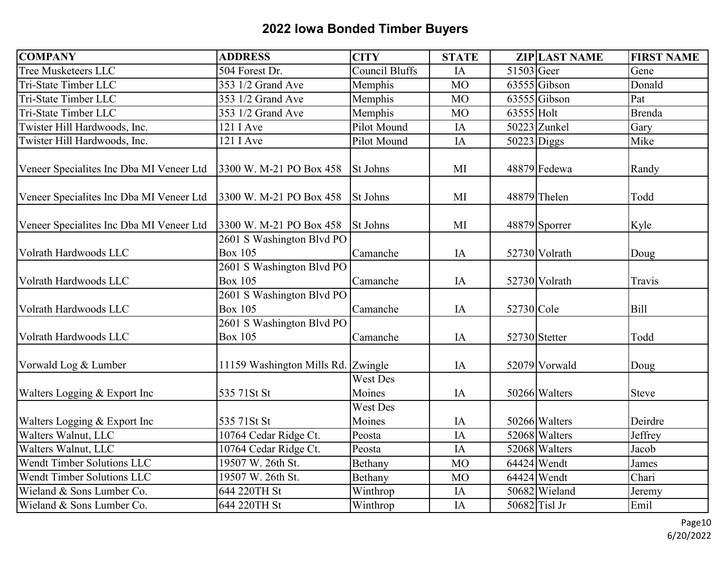# 2022 Iowa Bonded Timber Buyers

| COMPANY | ADDRESS | CITY | STATE | ZIP | LAST NAME | FIRST NAME |
|---|---|---|---|---|---|---|
| Tree Musketeers LLC | 504 Forest Dr. | Council Bluffs | IA | 51503 | Geer | Gene |
| Tri-State Timber LLC | 353 1/2 Grand Ave | Memphis | MO | 63555 | Gibson | Donald |
| Tri-State Timber LLC | 353 1/2 Grand Ave | Memphis | MO | 63555 | Gibson | Pat |
| Tri-State Timber LLC | 353 1/2 Grand Ave | Memphis | MO | 63555 | Holt | Brenda |
| Twister Hill Hardwoods, Inc. | 121 I Ave | Pilot Mound | IA | 50223 | Zunkel | Gary |
| Twister Hill Hardwoods, Inc. | 121 I Ave | Pilot Mound | IA | 50223 | Diggs | Mike |
| Veneer Specialites Inc Dba MI Veneer Ltd | 3300 W. M-21 PO Box 458 | St Johns | MI | 48879 | Fedewa | Randy |
| Veneer Specialites Inc Dba MI Veneer Ltd | 3300 W. M-21 PO Box 458 | St Johns | MI | 48879 | Thelen | Todd |
| Veneer Specialites Inc Dba MI Veneer Ltd | 3300 W. M-21 PO Box 458 | St Johns | MI | 48879 | Sporrer | Kyle |
| Volrath Hardwoods LLC | 2601 S Washington Blvd PO Box 105 | Camanche | IA | 52730 | Volrath | Doug |
| Volrath Hardwoods LLC | 2601 S Washington Blvd PO Box 105 | Camanche | IA | 52730 | Volrath | Travis |
| Volrath Hardwoods LLC | 2601 S Washington Blvd PO Box 105 | Camanche | IA | 52730 | Cole | Bill |
| Volrath Hardwoods LLC | 2601 S Washington Blvd PO Box 105 | Camanche | IA | 52730 | Stetter | Todd |
| Vorwald Log & Lumber | 11159 Washington Mills Rd. | Zwingle | IA | 52079 | Vorwald | Doug |
| Walters Logging & Export Inc | 535 71St St | West Des Moines | IA | 50266 | Walters | Steve |
| Walters Logging & Export Inc | 535 71St St | West Des Moines | IA | 50266 | Walters | Deirdre |
| Walters Walnut, LLC | 10764 Cedar Ridge Ct. | Peosta | IA | 52068 | Walters | Jeffrey |
| Walters Walnut, LLC | 10764 Cedar Ridge Ct. | Peosta | IA | 52068 | Walters | Jacob |
| Wendt Timber Solutions LLC | 19507 W. 26th St. | Bethany | MO | 64424 | Wendt | James |
| Wendt Timber Solutions LLC | 19507 W. 26th St. | Bethany | MO | 64424 | Wendt | Chari |
| Wieland & Sons Lumber Co. | 644 220TH St | Winthrop | IA | 50682 | Wieland | Jeremy |
| Wieland & Sons Lumber Co. | 644 220TH St | Winthrop | IA | 50682 | Tisl Jr | Emil |

6/20/2022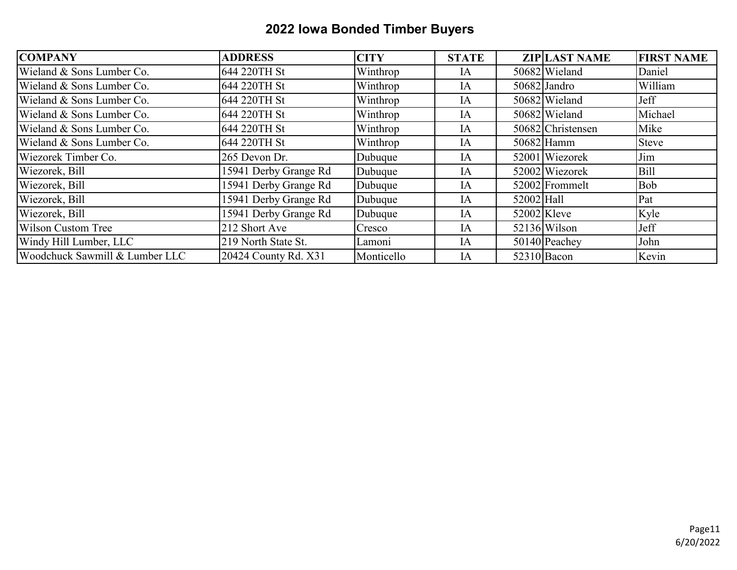# 2022 Iowa Bonded Timber Buyers

| COMPANY | ADDRESS | CITY | STATE | ZIP | LAST NAME | FIRST NAME |
|---|---|---|---|---|---|---|
| Wieland & Sons Lumber Co. | 644 220TH St | Winthrop | IA | 50682 | Wieland | Daniel |
| Wieland & Sons Lumber Co. | 644 220TH St | Winthrop | IA | 50682 | Jandro | William |
| Wieland & Sons Lumber Co. | 644 220TH St | Winthrop | IA | 50682 | Wieland | Jeff |
| Wieland & Sons Lumber Co. | 644 220TH St | Winthrop | IA | 50682 | Wieland | Michael |
| Wieland & Sons Lumber Co. | 644 220TH St | Winthrop | IA | 50682 | Christensen | Mike |
| Wieland & Sons Lumber Co. | 644 220TH St | Winthrop | IA | 50682 | Hamm | Steve |
| Wiezorek Timber Co. | 265 Devon Dr. | Dubuque | IA | 52001 | Wiezorek | Jim |
| Wiezorek, Bill | 15941 Derby Grange Rd | Dubuque | IA | 52002 | Wiezorek | Bill |
| Wiezorek, Bill | 15941 Derby Grange Rd | Dubuque | IA | 52002 | Frommelt | Bob |
| Wiezorek, Bill | 15941 Derby Grange Rd | Dubuque | IA | 52002 | Hall | Pat |
| Wiezorek, Bill | 15941 Derby Grange Rd | Dubuque | IA | 52002 | Kleve | Kyle |
| Wilson Custom Tree | 212 Short Ave | Cresco | IA | 52136 | Wilson | Jeff |
| Windy Hill Lumber, LLC | 219 North State St. | Lamoni | IA | 50140 | Peachey | John |
| Woodchuck Sawmill & Lumber LLC | 20424 County Rd. X31 | Monticello | IA | 52310 | Bacon | Kevin |

6/20/2022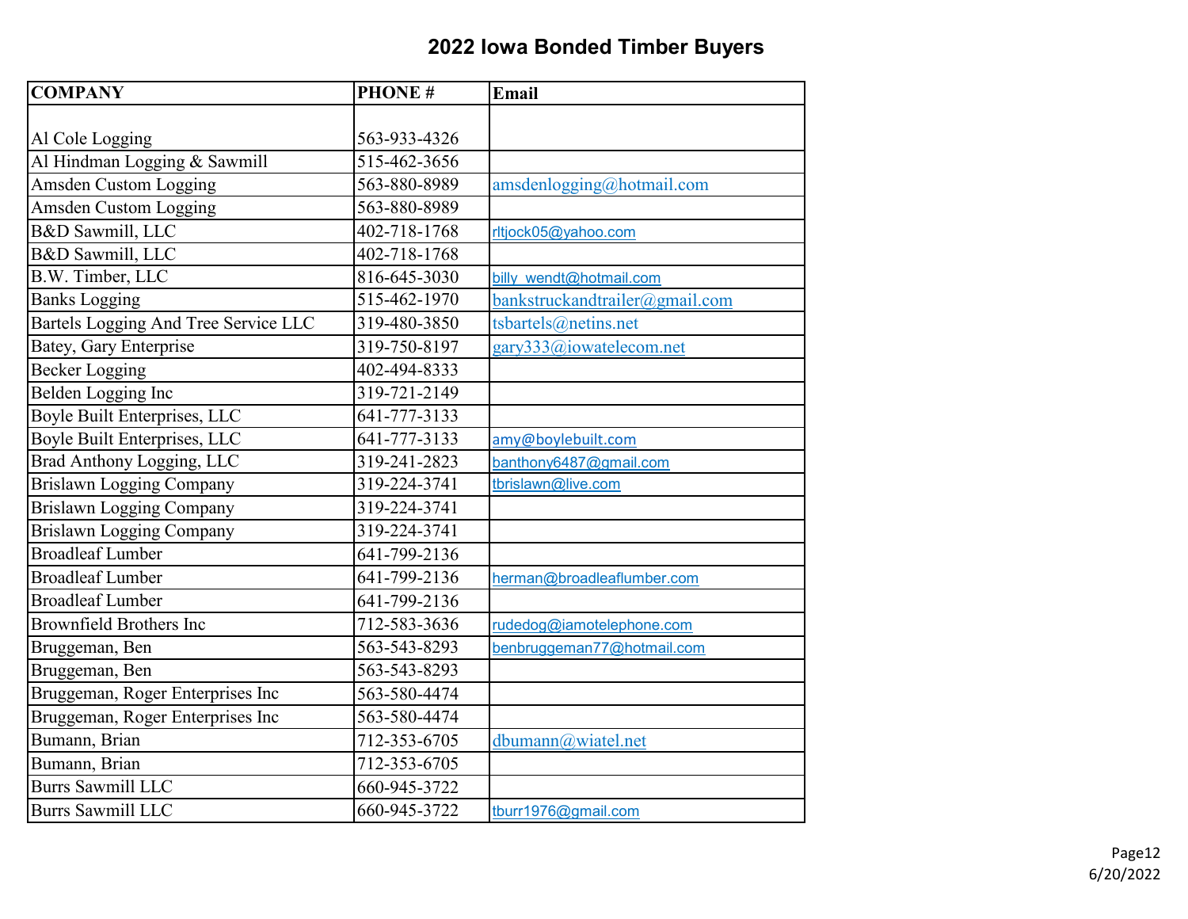# 2022 Iowa Bonded Timber Buyers

| COMPANY | PHONE # | Email |
|---|---|---|
| Al Cole Logging | 563-933-4326 | |
| Al Hindman Logging & Sawmill | 515-462-3656 | |
| Amsden Custom Logging | 563-880-8989 | amsdenlogging@hotmail.com |
| Amsden Custom Logging | 563-880-8989 | |
| B&D Sawmill, LLC | 402-718-1768 | rltjock05@yahoo.com |
| B&D Sawmill, LLC | 402-718-1768 | |
| B.W. Timber, LLC | 816-645-3030 | billy_wendt@hotmail.com |
| Banks Logging | 515-462-1970 | bankstruckandtrailer@gmail.com |
| Bartels Logging And Tree Service LLC | 319-480-3850 | tsbartels@netins.net |
| Batey, Gary Enterprise | 319-750-8197 | gary333@iowatelecom.net |
| Becker Logging | 402-494-8333 | |
| Belden Logging Inc | 319-721-2149 | |
| Boyle Built Enterprises, LLC | 641-777-3133 | |
| Boyle Built Enterprises, LLC | 641-777-3133 | amy@boylebuilt.com |
| Brad Anthony Logging, LLC | 319-241-2823 | banthony6487@gmail.com |
| Brislawn Logging Company | 319-224-3741 | tbrislawn@live.com |
| Brislawn Logging Company | 319-224-3741 | |
| Brislawn Logging Company | 319-224-3741 | |
| Broadleaf Lumber | 641-799-2136 | |
| Broadleaf Lumber | 641-799-2136 | herman@broadleaflumber.com |
| Broadleaf Lumber | 641-799-2136 | |
| Brownfield Brothers Inc | 712-583-3636 | rudedog@iamotelephone.com |
| Bruggeman, Ben | 563-543-8293 | benbruggeman77@hotmail.com |
| Bruggeman, Ben | 563-543-8293 | |
| Bruggeman, Roger Enterprises Inc | 563-580-4474 | |
| Bruggeman, Roger Enterprises Inc | 563-580-4474 | |
| Bumann, Brian | 712-353-6705 | dbumann@wiatel.net |
| Bumann, Brian | 712-353-6705 | |
| Burrs Sawmill LLC | 660-945-3722 | |
| Burrs Sawmill LLC | 660-945-3722 | tburr1976@gmail.com |

6/20/2022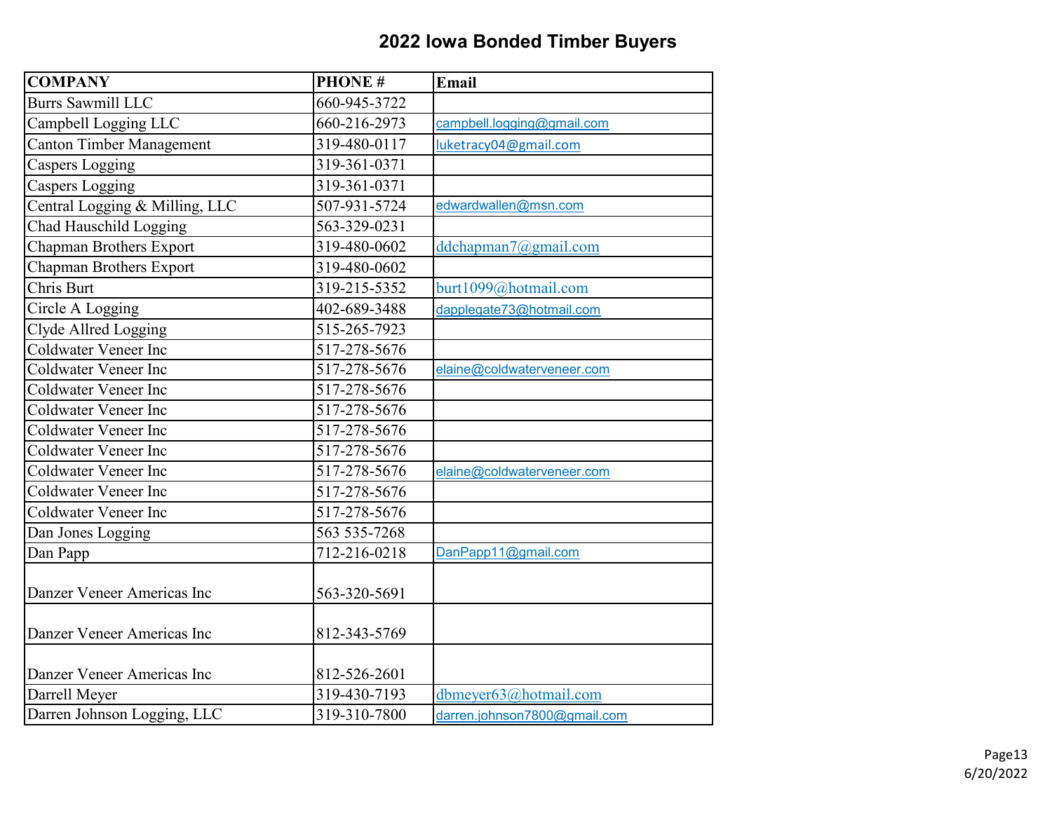# 2022 Iowa Bonded Timber Buyers

| COMPANY | PHONE # | Email |
|---|---|---|
| Burrs Sawmill LLC | 660-945-3722 | |
| Campbell Logging LLC | 660-216-2973 | campbell.logging@gmail.com |
| Canton Timber Management | 319-480-0117 | luketracy04@gmail.com |
| Caspers Logging | 319-361-0371 | |
| Caspers Logging | 319-361-0371 | |
| Central Logging & Milling, LLC | 507-931-5724 | edwardwallen@msn.com |
| Chad Hauschild Logging | 563-329-0231 | |
| Chapman Brothers Export | 319-480-0602 | ddchapman7@gmail.com |
| Chapman Brothers Export | 319-480-0602 | |
| Chris Burt | 319-215-5352 | burt1099@hotmail.com |
| Circle A Logging | 402-689-3488 | dapplegate73@hotmail.com |
| Clyde Allred Logging | 515-265-7923 | |
| Coldwater Veneer Inc | 517-278-5676 | |
| Coldwater Veneer Inc | 517-278-5676 | elaine@coldwaterveneer.com |
| Coldwater Veneer Inc | 517-278-5676 | |
| Coldwater Veneer Inc | 517-278-5676 | |
| Coldwater Veneer Inc | 517-278-5676 | |
| Coldwater Veneer Inc | 517-278-5676 | |
| Coldwater Veneer Inc | 517-278-5676 | elaine@coldwaterveneer.com |
| Coldwater Veneer Inc | 517-278-5676 | |
| Coldwater Veneer Inc | 517-278-5676 | |
| Dan Jones Logging | 563 535-7268 | |
| Dan Papp | 712-216-0218 | DanPapp11@gmail.com |
| Danzer Veneer Americas Inc | 563-320-5691 | |
| Danzer Veneer Americas Inc | 812-343-5769 | |
| Danzer Veneer Americas Inc | 812-526-2601 | |
| Darrell Meyer | 319-430-7193 | dbmeyer63@hotmail.com |
| Darren Johnson Logging, LLC | 319-310-7800 | darren.johnson7800@gmail.com |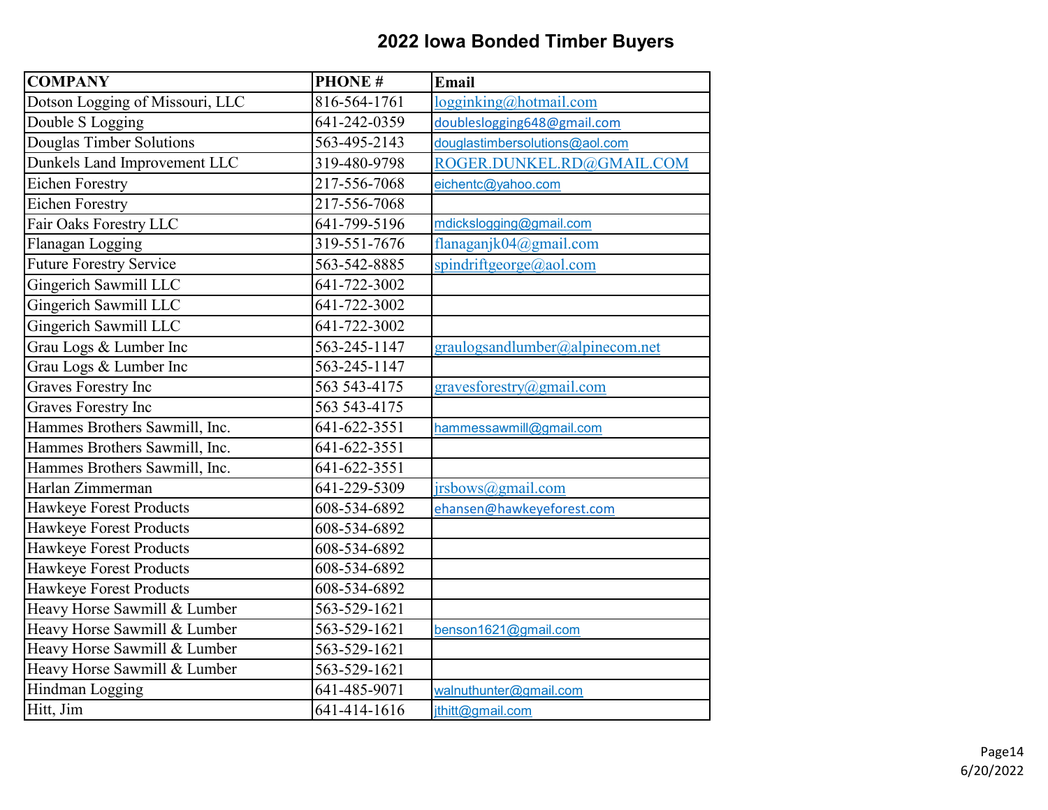# 2022 Iowa Bonded Timber Buyers

| COMPANY | PHONE # | Email |
|---|---|---|
| Dotson Logging of Missouri, LLC | 816-564-1761 | logginking@hotmail.com |
| Double S Logging | 641-242-0359 | doubleslogging648@gmail.com |
| Douglas Timber Solutions | 563-495-2143 | douglastimbersolutions@aol.com |
| Dunkels Land Improvement LLC | 319-480-9798 | ROGER.DUNKEL.RD@GMAIL.COM |
| Eichen Forestry | 217-556-7068 | eichentc@yahoo.com |
| Eichen Forestry | 217-556-7068 | |
| Fair Oaks Forestry LLC | 641-799-5196 | mdickslogging@gmail.com |
| Flanagan Logging | 319-551-7676 | flanaganjk04@gmail.com |
| Future Forestry Service | 563-542-8885 | spindriftgeorge@aol.com |
| Gingerich Sawmill LLC | 641-722-3002 | |
| Gingerich Sawmill LLC | 641-722-3002 | |
| Gingerich Sawmill LLC | 641-722-3002 | |
| Grau Logs & Lumber Inc | 563-245-1147 | graulogsandlumber@alpinecom.net |
| Grau Logs & Lumber Inc | 563-245-1147 | |
| Graves Forestry Inc | 563 543-4175 | gravesforestry@gmail.com |
| Graves Forestry Inc | 563 543-4175 | |
| Hammes Brothers Sawmill, Inc. | 641-622-3551 | hammessawmill@gmail.com |
| Hammes Brothers Sawmill, Inc. | 641-622-3551 | |
| Hammes Brothers Sawmill, Inc. | 641-622-3551 | |
| Harlan Zimmerman | 641-229-5309 | jrsbows@gmail.com |
| Hawkeye Forest Products | 608-534-6892 | ehansen@hawkeyeforest.com |
| Hawkeye Forest Products | 608-534-6892 | |
| Hawkeye Forest Products | 608-534-6892 | |
| Hawkeye Forest Products | 608-534-6892 | |
| Hawkeye Forest Products | 608-534-6892 | |
| Heavy Horse Sawmill & Lumber | 563-529-1621 | |
| Heavy Horse Sawmill & Lumber | 563-529-1621 | benson1621@gmail.com |
| Heavy Horse Sawmill & Lumber | 563-529-1621 | |
| Heavy Horse Sawmill & Lumber | 563-529-1621 | |
| Hindman Logging | 641-485-9071 | walnuthunter@gmail.com |
| Hitt, Jim | 641-414-1616 | jthitt@gmail.com |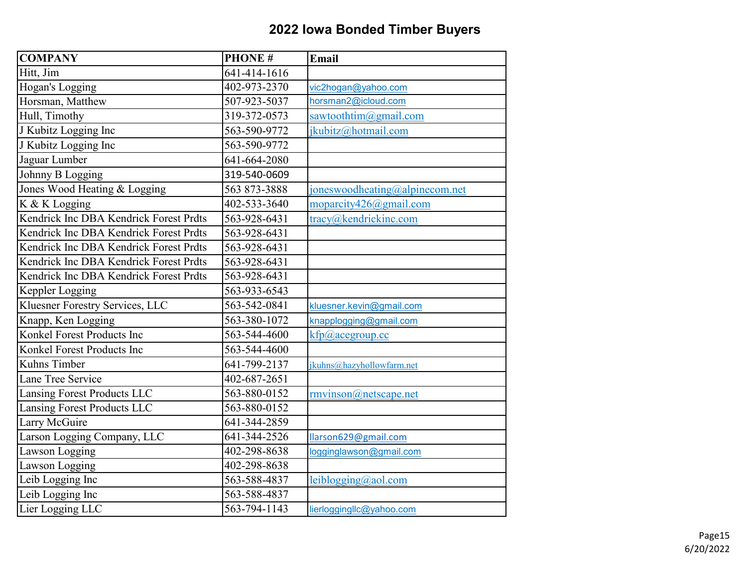# 2022 Iowa Bonded Timber Buyers

| COMPANY | PHONE # | Email |
|---|---|---|
| Hitt, Jim | 641-414-1616 | |
| Hogan's Logging | 402-973-2370 | vic2hogan@yahoo.com |
| Horsman, Matthew | 507-923-5037 | horsman2@icloud.com |
| Hull, Timothy | 319-372-0573 | sawtoothtim@gmail.com |
| J Kubitz Logging Inc | 563-590-9772 | jkubitz@hotmail.com |
| J Kubitz Logging Inc | 563-590-9772 | |
| Jaguar Lumber | 641-664-2080 | |
| Johnny B Logging | 319-540-0609 | |
| Jones Wood Heating & Logging | 563 873-3888 | joneswoodheating@alpinecom.net |
| K & K Logging | 402-533-3640 | moparcity426@gmail.com |
| Kendrick Inc DBA Kendrick Forest Prdts | 563-928-6431 | tracy@kendrickinc.com |
| Kendrick Inc DBA Kendrick Forest Prdts | 563-928-6431 | |
| Kendrick Inc DBA Kendrick Forest Prdts | 563-928-6431 | |
| Kendrick Inc DBA Kendrick Forest Prdts | 563-928-6431 | |
| Kendrick Inc DBA Kendrick Forest Prdts | 563-928-6431 | |
| Keppler Logging | 563-933-6543 | |
| Kluesner Forestry Services, LLC | 563-542-0841 | kluesner.kevin@gmail.com |
| Knapp, Ken Logging | 563-380-1072 | knapplogging@gmail.com |
| Konkel Forest Products Inc | 563-544-4600 | kfp@acegroup.cc |
| Konkel Forest Products Inc | 563-544-4600 | |
| Kuhns Timber | 641-799-2137 | jkuhns@hazyhollowfarm.net |
| Lane Tree Service | 402-687-2651 | |
| Lansing Forest Products LLC | 563-880-0152 | rmvinson@netscape.net |
| Lansing Forest Products LLC | 563-880-0152 | |
| Larry McGuire | 641-344-2859 | |
| Larson Logging Company, LLC | 641-344-2526 | llarson629@gmail.com |
| Lawson Logging | 402-298-8638 | logginglawson@gmail.com |
| Lawson Logging | 402-298-8638 | |
| Leib Logging Inc | 563-588-4837 | leiblogging@aol.com |
| Leib Logging Inc | 563-588-4837 | |
| Lier Logging LLC | 563-794-1143 | lierloggingllc@yahoo.com |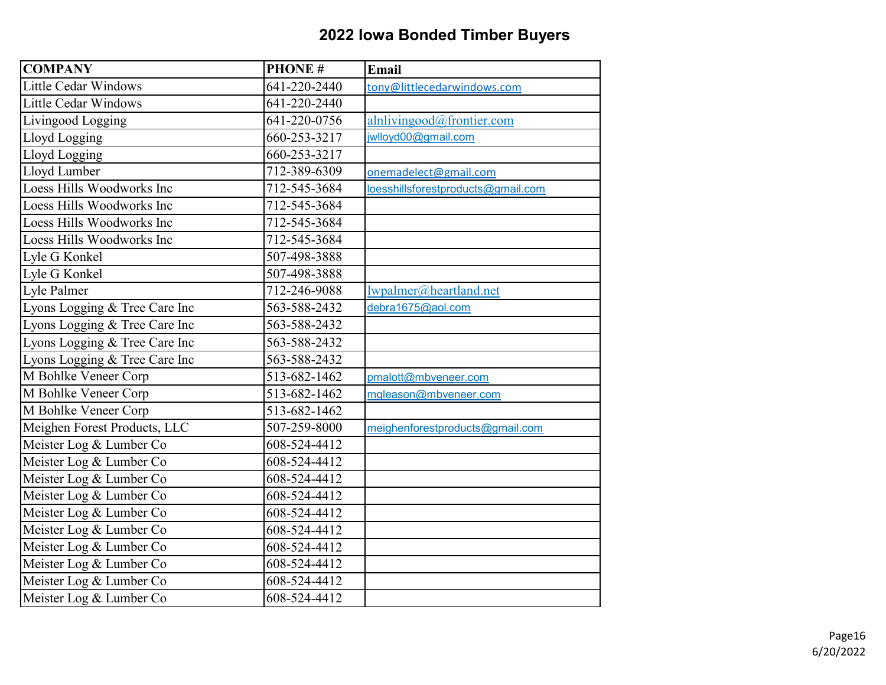## 2022 Iowa Bonded Timber Buyers

| COMPANY | PHONE # | Email |
|---|---|---|
| Little Cedar Windows | 641-220-2440 | tony@littlecedarwindows.com |
| Little Cedar Windows | 641-220-2440 | |
| Livingood Logging | 641-220-0756 | alnlivingood@frontier.com |
| Lloyd Logging | 660-253-3217 | jwlloyd00@gmail.com |
| Lloyd Logging | 660-253-3217 | |
| Lloyd Lumber | 712-389-6309 | onemadelect@gmail.com |
| Loess Hills Woodworks Inc | 712-545-3684 | loesshillsforestproducts@gmail.com |
| Loess Hills Woodworks Inc | 712-545-3684 | |
| Loess Hills Woodworks Inc | 712-545-3684 | |
| Loess Hills Woodworks Inc | 712-545-3684 | |
| Lyle G Konkel | 507-498-3888 | |
| Lyle G Konkel | 507-498-3888 | |
| Lyle Palmer | 712-246-9088 | lwpalmer@heartland.net |
| Lyons Logging & Tree Care Inc | 563-588-2432 | debra1675@aol.com |
| Lyons Logging & Tree Care Inc | 563-588-2432 | |
| Lyons Logging & Tree Care Inc | 563-588-2432 | |
| Lyons Logging & Tree Care Inc | 563-588-2432 | |
| M Bohlke Veneer Corp | 513-682-1462 | pmalott@mbveneer.com |
| M Bohlke Veneer Corp | 513-682-1462 | mgleason@mbveneer.com |
| M Bohlke Veneer Corp | 513-682-1462 | |
| Meighen Forest Products, LLC | 507-259-8000 | meighenforestproducts@gmail.com |
| Meister Log & Lumber Co | 608-524-4412 | |
| Meister Log & Lumber Co | 608-524-4412 | |
| Meister Log & Lumber Co | 608-524-4412 | |
| Meister Log & Lumber Co | 608-524-4412 | |
| Meister Log & Lumber Co | 608-524-4412 | |
| Meister Log & Lumber Co | 608-524-4412 | |
| Meister Log & Lumber Co | 608-524-4412 | |
| Meister Log & Lumber Co | 608-524-4412 | |
| Meister Log & Lumber Co | 608-524-4412 | |
| Meister Log & Lumber Co | 608-524-4412 | |

6/20/2022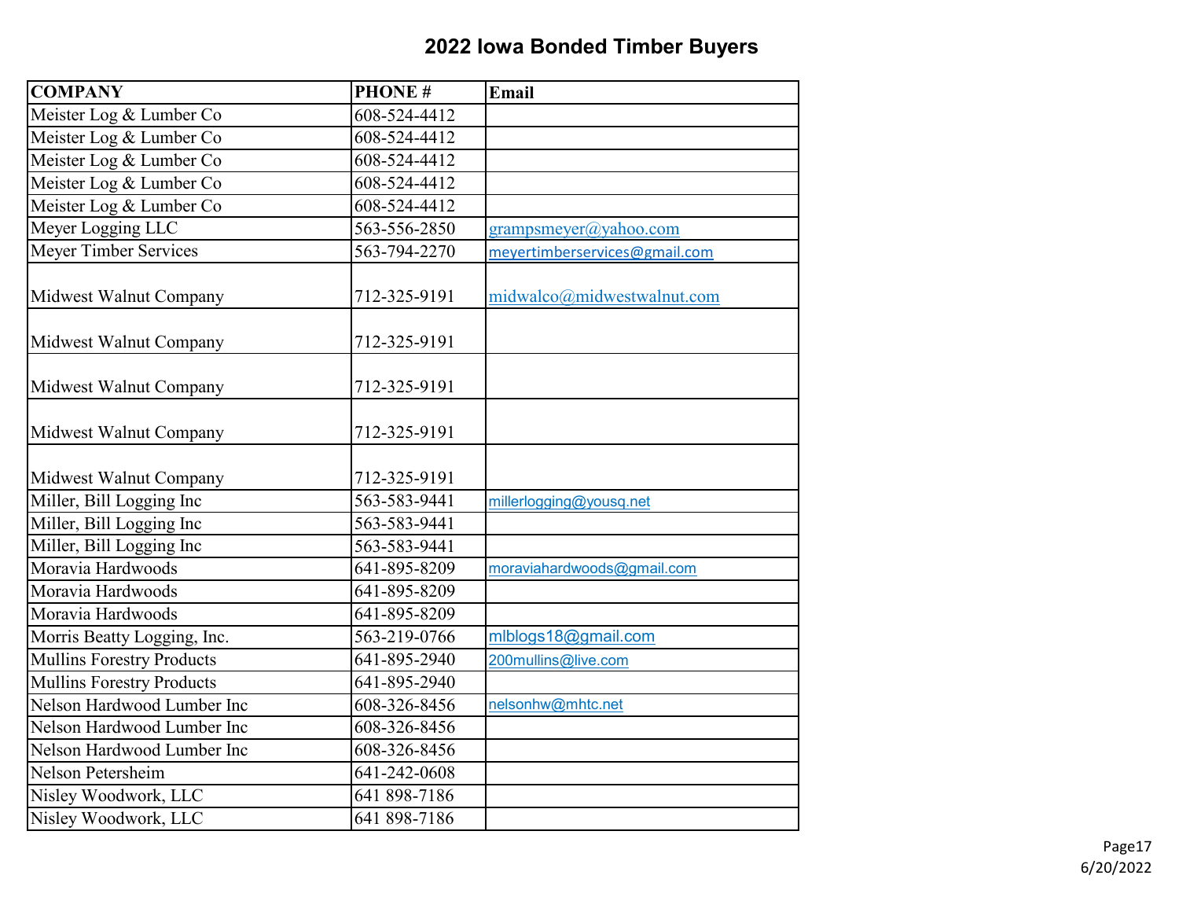# 2022 Iowa Bonded Timber Buyers

| COMPANY | PHONE # | Email |
|---|---|---|
| Meister Log & Lumber Co | 608-524-4412 | |
| Meister Log & Lumber Co | 608-524-4412 | |
| Meister Log & Lumber Co | 608-524-4412 | |
| Meister Log & Lumber Co | 608-524-4412 | |
| Meister Log & Lumber Co | 608-524-4412 | |
| Meyer Logging LLC | 563-556-2850 | grampsmeyer@yahoo.com |
| Meyer Timber Services | 563-794-2270 | meyertimberservices@gmail.com |
| Midwest Walnut Company | 712-325-9191 | midwalco@midwestwalnut.com |
| Midwest Walnut Company | 712-325-9191 | |
| Midwest Walnut Company | 712-325-9191 | |
| Midwest Walnut Company | 712-325-9191 | |
| Midwest Walnut Company | 712-325-9191 | |
| Miller, Bill Logging Inc | 563-583-9441 | millerlogging@yousq.net |
| Miller, Bill Logging Inc | 563-583-9441 | |
| Miller, Bill Logging Inc | 563-583-9441 | |
| Moravia Hardwoods | 641-895-8209 | moraviahardwoods@gmail.com |
| Moravia Hardwoods | 641-895-8209 | |
| Moravia Hardwoods | 641-895-8209 | |
| Morris Beatty Logging, Inc. | 563-219-0766 | mlblogs18@gmail.com |
| Mullins Forestry Products | 641-895-2940 | 200mullins@live.com |
| Mullins Forestry Products | 641-895-2940 | |
| Nelson Hardwood Lumber Inc | 608-326-8456 | nelsonhw@mhtc.net |
| Nelson Hardwood Lumber Inc | 608-326-8456 | |
| Nelson Hardwood Lumber Inc | 608-326-8456 | |
| Nelson Petersheim | 641-242-0608 | |
| Nisley Woodwork, LLC | 641 898-7186 | |
| Nisley Woodwork, LLC | 641 898-7186 | |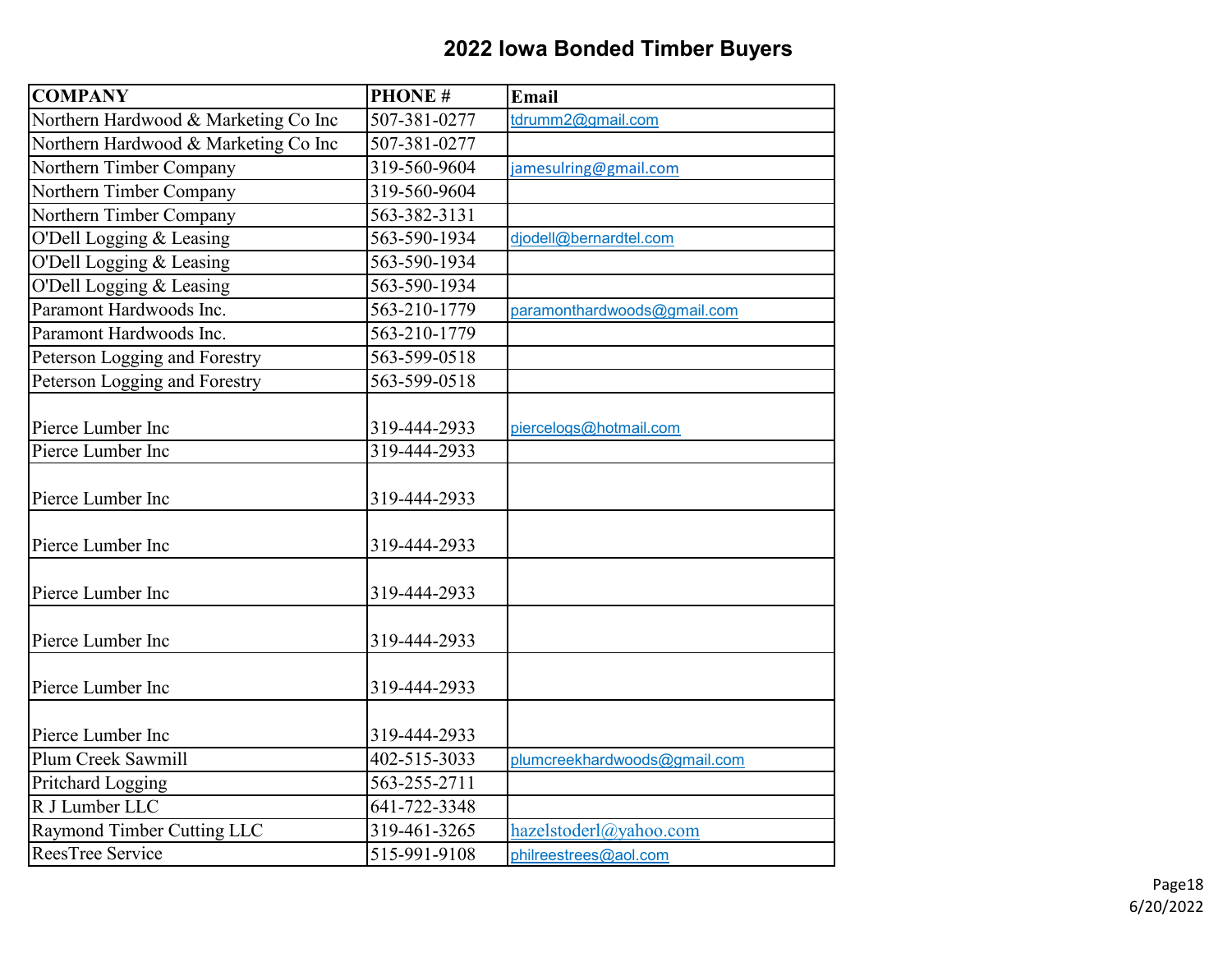# 2022 Iowa Bonded Timber Buyers

| COMPANY | PHONE # | Email |
| --- | --- | --- |
| Northern Hardwood & Marketing Co Inc | 507-381-0277 | tdrumm2@gmail.com |
| Northern Hardwood & Marketing Co Inc | 507-381-0277 | |
| Northern Timber Company | 319-560-9604 | jamesulring@gmail.com |
| Northern Timber Company | 319-560-9604 | |
| Northern Timber Company | 563-382-3131 | |
| O'Dell Logging & Leasing | 563-590-1934 | djodell@bernardtel.com |
| O'Dell Logging & Leasing | 563-590-1934 | |
| O'Dell Logging & Leasing | 563-590-1934 | |
| Paramont Hardwoods Inc. | 563-210-1779 | paramonthardwoods@gmail.com |
| Paramont Hardwoods Inc. | 563-210-1779 | |
| Peterson Logging and Forestry | 563-599-0518 | |
| Peterson Logging and Forestry | 563-599-0518 | |
| Pierce Lumber Inc | 319-444-2933 | piercelogs@hotmail.com |
| Pierce Lumber Inc | 319-444-2933 | |
| Pierce Lumber Inc | 319-444-2933 | |
| Pierce Lumber Inc | 319-444-2933 | |
| Pierce Lumber Inc | 319-444-2933 | |
| Pierce Lumber Inc | 319-444-2933 | |
| Pierce Lumber Inc | 319-444-2933 | |
| Pierce Lumber Inc | 319-444-2933 | |
| Plum Creek Sawmill | 402-515-3033 | plumcreekhardwoods@gmail.com |
| Pritchard Logging | 563-255-2711 | |
| R J Lumber LLC | 641-722-3348 | |
| Raymond Timber Cutting LLC | 319-461-3265 | hazelstoderl@yahoo.com |
| ReesTree Service | 515-991-9108 | philreestrees@aol.com |

6/20/2022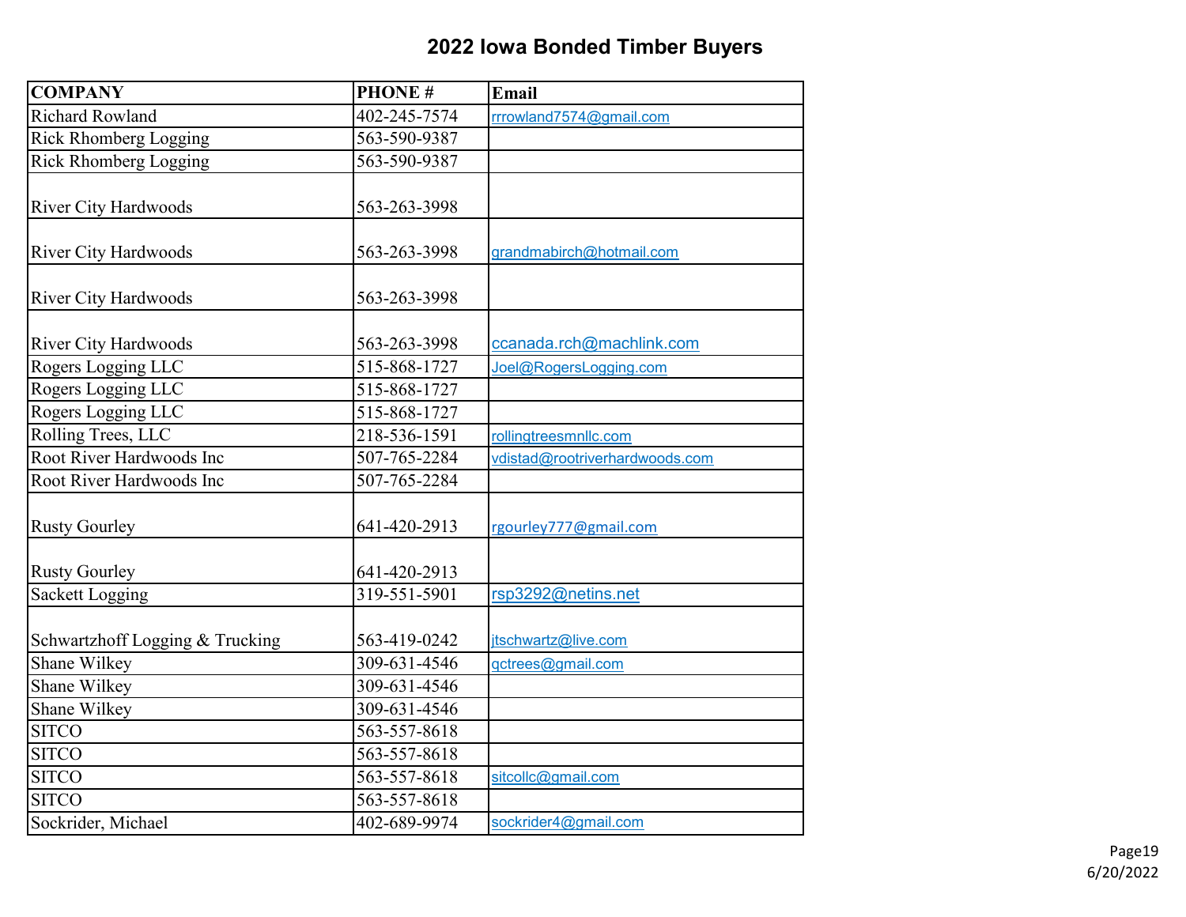# 2022 Iowa Bonded Timber Buyers

| COMPANY | PHONE # | Email |
|---|---|---|
| Richard Rowland | 402-245-7574 | rrrowland7574@gmail.com |
| Rick Rhomberg Logging | 563-590-9387 | |
| Rick Rhomberg Logging | 563-590-9387 | |
| River City Hardwoods | 563-263-3998 | |
| River City Hardwoods | 563-263-3998 | grandmabirch@hotmail.com |
| River City Hardwoods | 563-263-3998 | |
| River City Hardwoods | 563-263-3998 | ccanada.rch@machlink.com |
| Rogers Logging LLC | 515-868-1727 | Joel@RogersLogging.com |
| Rogers Logging LLC | 515-868-1727 | |
| Rogers Logging LLC | 515-868-1727 | |
| Rolling Trees, LLC | 218-536-1591 | rollingtreesmnllc.com |
| Root River Hardwoods Inc | 507-765-2284 | vdistad@rootriverhardwoods.com |
| Root River Hardwoods Inc | 507-765-2284 | |
| Rusty Gourley | 641-420-2913 | rgourley777@gmail.com |
| Rusty Gourley | 641-420-2913 | |
| Sackett Logging | 319-551-5901 | rsp3292@netins.net |
| Schwartzhoff Logging & Trucking | 563-419-0242 | jtschwartz@live.com |
| Shane Wilkey | 309-631-4546 | qctrees@gmail.com |
| Shane Wilkey | 309-631-4546 | |
| Shane Wilkey | 309-631-4546 | |
| SITCO | 563-557-8618 | |
| SITCO | 563-557-8618 | |
| SITCO | 563-557-8618 | sitcollc@gmail.com |
| SITCO | 563-557-8618 | |
| Sockrider, Michael | 402-689-9974 | sockrider4@gmail.com |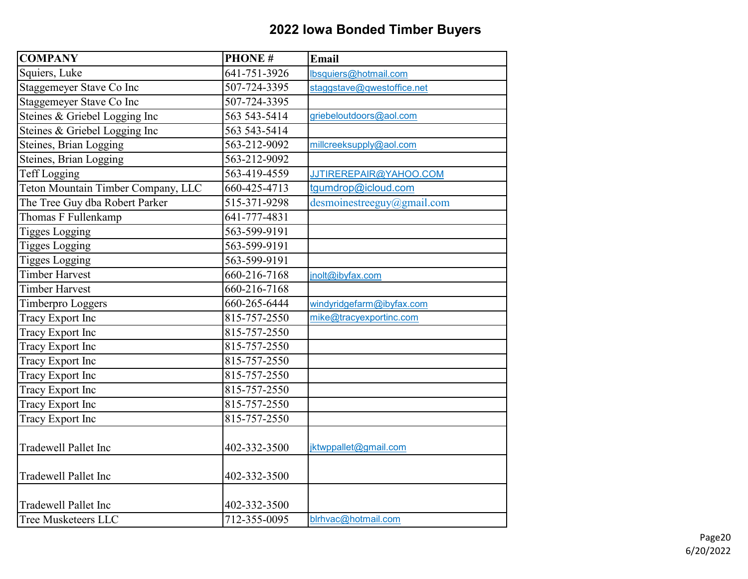# 2022 Iowa Bonded Timber Buyers

| COMPANY | PHONE # | Email |
|---|---|---|
| Squiers, Luke | 641-751-3926 | lbsquiers@hotmail.com |
| Staggemeyer Stave Co Inc | 507-724-3395 | staggstave@qwestoffice.net |
| Staggemeyer Stave Co Inc | 507-724-3395 | |
| Steines & Griebel Logging Inc | 563 543-5414 | griebeloutdoors@aol.com |
| Steines & Griebel Logging Inc | 563 543-5414 | |
| Steines, Brian Logging | 563-212-9092 | millcreeksupply@aol.com |
| Steines, Brian Logging | 563-212-9092 | |
| Teff Logging | 563-419-4559 | JJTIREREPAIR@YAHOO.COM |
| Teton Mountain Timber Company, LLC | 660-425-4713 | tgumdrop@icloud.com |
| The Tree Guy dba Robert Parker | 515-371-9298 | desmoinestreeguy@gmail.com |
| Thomas F Fullenkamp | 641-777-4831 | |
| Tigges Logging | 563-599-9191 | |
| Tigges Logging | 563-599-9191 | |
| Tigges Logging | 563-599-9191 | |
| Timber Harvest | 660-216-7168 | jnolt@ibyfax.com |
| Timber Harvest | 660-216-7168 | |
| Timberpro Loggers | 660-265-6444 | windyridgefarm@ibyfax.com |
| Tracy Export Inc | 815-757-2550 | mike@tracyexportinc.com |
| Tracy Export Inc | 815-757-2550 | |
| Tracy Export Inc | 815-757-2550 | |
| Tracy Export Inc | 815-757-2550 | |
| Tracy Export Inc | 815-757-2550 | |
| Tracy Export Inc | 815-757-2550 | |
| Tracy Export Inc | 815-757-2550 | |
| Tracy Export Inc | 815-757-2550 | |
| Tradewell Pallet Inc | 402-332-3500 | jktwppallet@gmail.com |
| Tradewell Pallet Inc | 402-332-3500 | |
| Tradewell Pallet Inc | 402-332-3500 | |
| Tree Musketeers LLC | 712-355-0095 | blrhvac@hotmail.com |

6/20/2022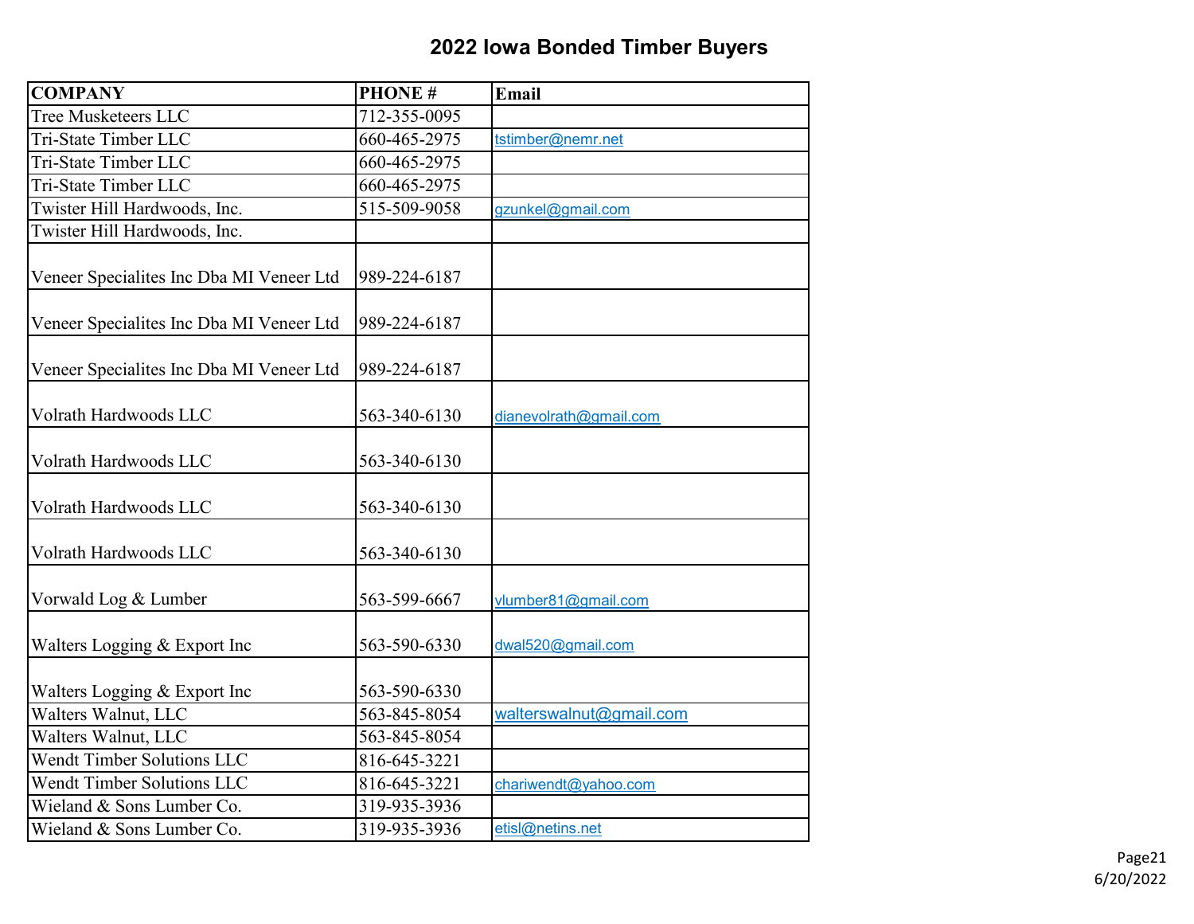# 2022 Iowa Bonded Timber Buyers

| COMPANY | PHONE # | Email |
|---|---|---|
| Tree Musketeers LLC | 712-355-0095 | |
| Tri-State Timber LLC | 660-465-2975 | tstimber@nemr.net |
| Tri-State Timber LLC | 660-465-2975 | |
| Tri-State Timber LLC | 660-465-2975 | |
| Twister Hill Hardwoods, Inc. | 515-509-9058 | gzunkel@gmail.com |
| Twister Hill Hardwoods, Inc. | | |
| Veneer Specialites Inc Dba MI Veneer Ltd | 989-224-6187 | |
| Veneer Specialites Inc Dba MI Veneer Ltd | 989-224-6187 | |
| Veneer Specialites Inc Dba MI Veneer Ltd | 989-224-6187 | |
| Volrath Hardwoods LLC | 563-340-6130 | dianevolrath@gmail.com |
| Volrath Hardwoods LLC | 563-340-6130 | |
| Volrath Hardwoods LLC | 563-340-6130 | |
| Volrath Hardwoods LLC | 563-340-6130 | |
| Vorwald Log & Lumber | 563-599-6667 | vlumber81@gmail.com |
| Walters Logging & Export Inc | 563-590-6330 | dwal520@gmail.com |
| Walters Logging & Export Inc | 563-590-6330 | |
| Walters Walnut, LLC | 563-845-8054 | walterswalnut@gmail.com |
| Walters Walnut, LLC | 563-845-8054 | |
| Wendt Timber Solutions LLC | 816-645-3221 | |
| Wendt Timber Solutions LLC | 816-645-3221 | chariwendt@yahoo.com |
| Wieland & Sons Lumber Co. | 319-935-3936 | |
| Wieland & Sons Lumber Co. | 319-935-3936 | etisl@netins.net |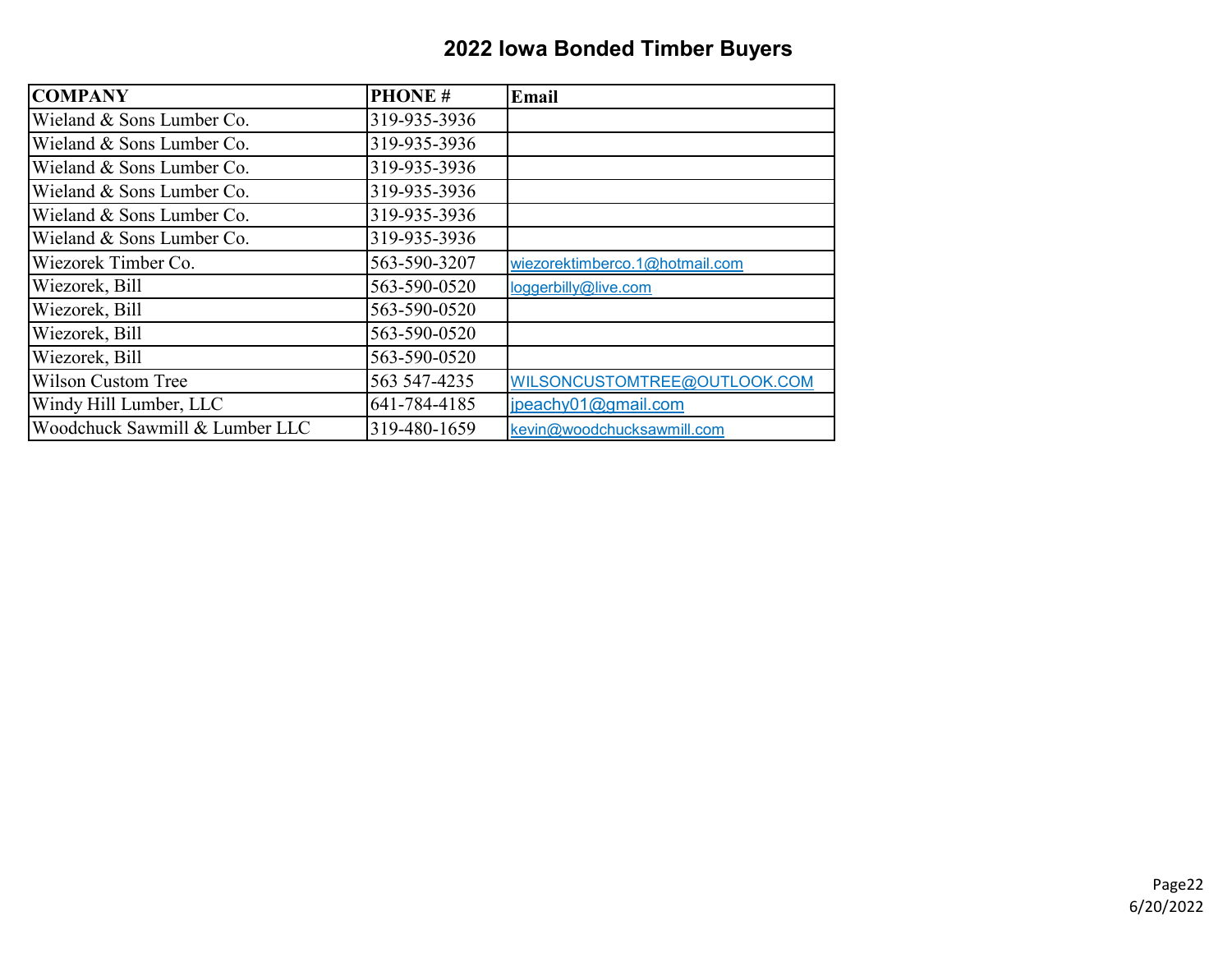# 2022 Iowa Bonded Timber Buyers

| COMPANY | PHONE # | Email |
|---|---|---|
| Wieland & Sons Lumber Co. | 319-935-3936 | |
| Wieland & Sons Lumber Co. | 319-935-3936 | |
| Wieland & Sons Lumber Co. | 319-935-3936 | |
| Wieland & Sons Lumber Co. | 319-935-3936 | |
| Wieland & Sons Lumber Co. | 319-935-3936 | |
| Wieland & Sons Lumber Co. | 319-935-3936 | |
| Wiezorek Timber Co. | 563-590-3207 | wiezorektimberco.1@hotmail.com |
| Wiezorek, Bill | 563-590-0520 | loggerbilly@live.com |
| Wiezorek, Bill | 563-590-0520 | |
| Wiezorek, Bill | 563-590-0520 | |
| Wiezorek, Bill | 563-590-0520 | |
| Wilson Custom Tree | 563 547-4235 | WILSONCUSTOMTREE@OUTLOOK.COM |
| Windy Hill Lumber, LLC | 641-784-4185 | jpeachy01@gmail.com |
| Woodchuck Sawmill & Lumber LLC | 319-480-1659 | kevin@woodchucksawmill.com |

6/20/2022